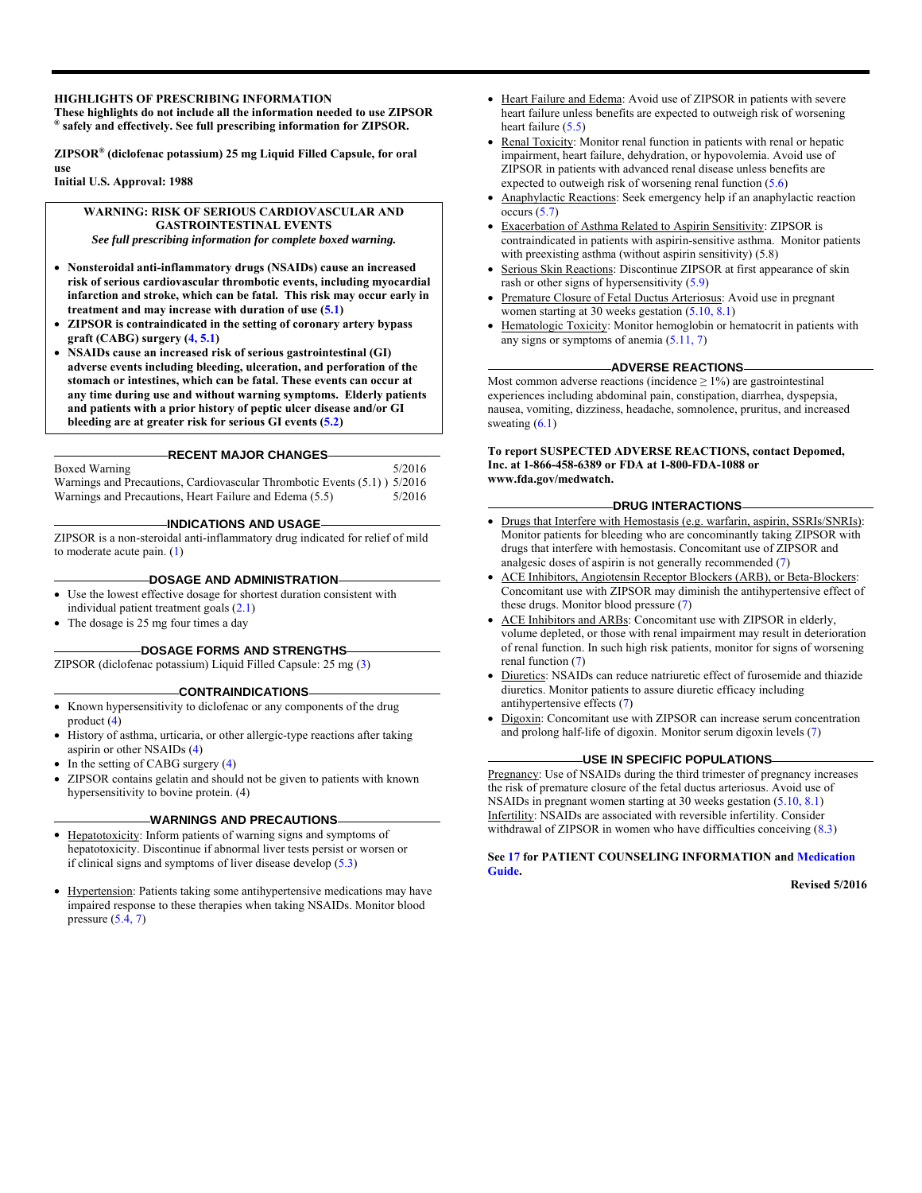# HIGHLIGHTS OF PRESCRIBING INFORMATION

**These highlights do not include all the information needed to use ZIPSOR® safely and effectively. See full prescribing information for ZIPSOR.**

**ZIPSOR® (diclofenac potassium) 25 mg Liquid Filled Capsule, for oral use**
**Initial U.S. Approval: 1988**

> **WARNING: RISK OF SERIOUS CARDIOVASCULAR AND GASTROINTESTINAL EVENTS**
> ***See full prescribing information for complete boxed warning.***
>
> - **Nonsteroidal anti-inflammatory drugs (NSAIDs) cause an increased risk of serious cardiovascular thrombotic events, including myocardial infarction and stroke, which can be fatal. This risk may occur early in treatment and may increase with duration of use (5.1)**
> - **ZIPSOR is contraindicated in the setting of coronary artery bypass graft (CABG) surgery (4, 5.1)**
> - **NSAIDs cause an increased risk of serious gastrointestinal (GI) adverse events including bleeding, ulceration, and perforation of the stomach or intestines, which can be fatal. These events can occur at any time during use and without warning symptoms. Elderly patients and patients with a prior history of peptic ulcer disease and/or GI bleeding are at greater risk for serious GI events (5.2)**

## RECENT MAJOR CHANGES

| | |
|---|---|
| Boxed Warning | 5/2016 |
| Warnings and Precautions, Cardiovascular Thrombotic Events (5.1) ) | 5/2016 |
| Warnings and Precautions, Heart Failure and Edema (5.5) | 5/2016 |

## INDICATIONS AND USAGE

ZIPSOR is a non-steroidal anti-inflammatory drug indicated for relief of mild to moderate acute pain. (1)

## DOSAGE AND ADMINISTRATION

- Use the lowest effective dosage for shortest duration consistent with individual patient treatment goals (2.1)
- The dosage is 25 mg four times a day

## DOSAGE FORMS AND STRENGTHS

ZIPSOR (diclofenac potassium) Liquid Filled Capsule: 25 mg (3)

## CONTRAINDICATIONS

- Known hypersensitivity to diclofenac or any components of the drug product (4)
- History of asthma, urticaria, or other allergic-type reactions after taking aspirin or other NSAIDs (4)
- In the setting of CABG surgery (4)
- ZIPSOR contains gelatin and should not be given to patients with known hypersensitivity to bovine protein. (4)

## WARNINGS AND PRECAUTIONS

- Hepatotoxicity: Inform patients of warning signs and symptoms of hepatotoxicity. Discontinue if abnormal liver tests persist or worsen or if clinical signs and symptoms of liver disease develop (5.3)
- Hypertension: Patients taking some antihypertensive medications may have impaired response to these therapies when taking NSAIDs. Monitor blood pressure (5.4, 7)
- Heart Failure and Edema: Avoid use of ZIPSOR in patients with severe heart failure unless benefits are expected to outweigh risk of worsening heart failure (5.5)
- Renal Toxicity: Monitor renal function in patients with renal or hepatic impairment, heart failure, dehydration, or hypovolemia. Avoid use of ZIPSOR in patients with advanced renal disease unless benefits are expected to outweigh risk of worsening renal function (5.6)
- Anaphylactic Reactions: Seek emergency help if an anaphylactic reaction occurs (5.7)
- Exacerbation of Asthma Related to Aspirin Sensitivity: ZIPSOR is contraindicated in patients with aspirin-sensitive asthma. Monitor patients with preexisting asthma (without aspirin sensitivity) (5.8)
- Serious Skin Reactions: Discontinue ZIPSOR at first appearance of skin rash or other signs of hypersensitivity (5.9)
- Premature Closure of Fetal Ductus Arteriosus: Avoid use in pregnant women starting at 30 weeks gestation (5.10, 8.1)
- Hematologic Toxicity: Monitor hemoglobin or hematocrit in patients with any signs or symptoms of anemia (5.11, 7)

## ADVERSE REACTIONS

Most common adverse reactions (incidence ≥ 1%) are gastrointestinal experiences including abdominal pain, constipation, diarrhea, dyspepsia, nausea, vomiting, dizziness, headache, somnolence, pruritus, and increased sweating (6.1)

**To report SUSPECTED ADVERSE REACTIONS, contact Depomed, Inc. at 1-866-458-6389 or FDA at 1-800-FDA-1088 or www.fda.gov/medwatch.**

## DRUG INTERACTIONS

- Drugs that Interfere with Hemostasis (e.g. warfarin, aspirin, SSRIs/SNRIs): Monitor patients for bleeding who are concomitantly taking ZIPSOR with drugs that interfere with hemostasis. Concomitant use of ZIPSOR and analgesic doses of aspirin is not generally recommended (7)
- ACE Inhibitors, Angiotensin Receptor Blockers (ARB), or Beta-Blockers: Concomitant use with ZIPSOR may diminish the antihypertensive effect of these drugs. Monitor blood pressure (7)
- ACE Inhibitors and ARBs: Concomitant use with ZIPSOR in elderly, volume depleted, or those with renal impairment may result in deterioration of renal function. In such high risk patients, monitor for signs of worsening renal function (7)
- Diuretics: NSAIDs can reduce natriuretic effect of furosemide and thiazide diuretics. Monitor patients to assure diuretic efficacy including antihypertensive effects (7)
- Digoxin: Concomitant use with ZIPSOR can increase serum concentration and prolong half-life of digoxin. Monitor serum digoxin levels (7)

## USE IN SPECIFIC POPULATIONS

Pregnancy: Use of NSAIDs during the third trimester of pregnancy increases the risk of premature closure of the fetal ductus arteriosus. Avoid use of NSAIDs in pregnant women starting at 30 weeks gestation (5.10, 8.1)
Infertility: NSAIDs are associated with reversible infertility. Consider withdrawal of ZIPSOR in women who have difficulties conceiving (8.3)

**See 17 for PATIENT COUNSELING INFORMATION and Medication Guide.**

**Revised 5/2016**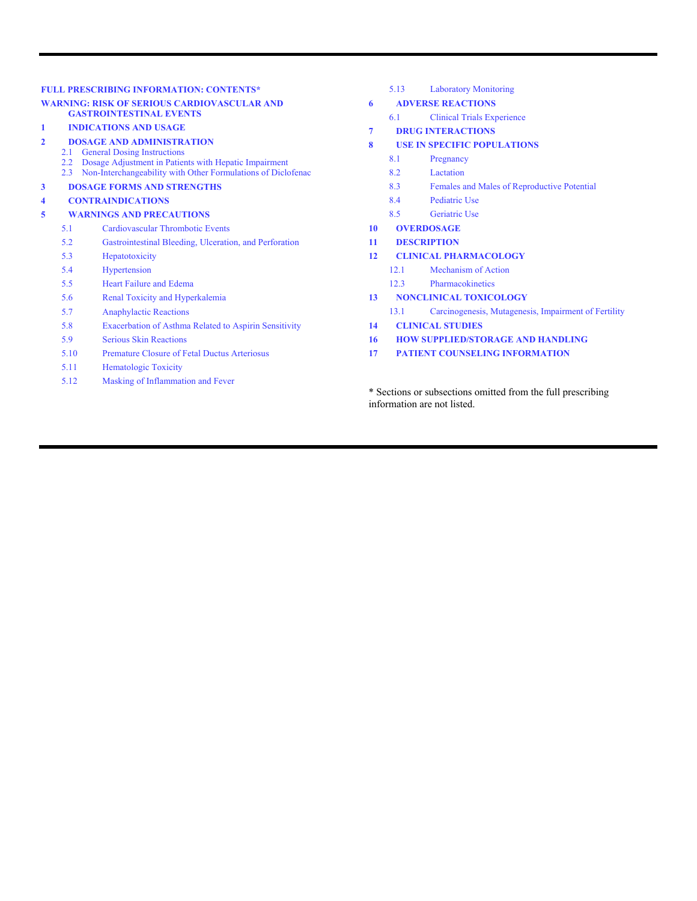**FULL PRESCRIBING INFORMATION: CONTENTS***

**WARNING: RISK OF SERIOUS CARDIOVASCULAR AND GASTROINTESTINAL EVENTS**

**1 INDICATIONS AND USAGE**

**2 DOSAGE AND ADMINISTRATION**
- 2.1 General Dosing Instructions
- 2.2 Dosage Adjustment in Patients with Hepatic Impairment
- 2.3 Non-Interchangeability with Other Formulations of Diclofenac

**3 DOSAGE FORMS AND STRENGTHS**

**4 CONTRAINDICATIONS**

**5 WARNINGS AND PRECAUTIONS**
- 5.1 Cardiovascular Thrombotic Events
- 5.2 Gastrointestinal Bleeding, Ulceration, and Perforation
- 5.3 Hepatotoxicity
- 5.4 Hypertension
- 5.5 Heart Failure and Edema
- 5.6 Renal Toxicity and Hyperkalemia
- 5.7 Anaphylactic Reactions
- 5.8 Exacerbation of Asthma Related to Aspirin Sensitivity
- 5.9 Serious Skin Reactions
- 5.10 Premature Closure of Fetal Ductus Arteriosus
- 5.11 Hematologic Toxicity
- 5.12 Masking of Inflammation and Fever
- 5.13 Laboratory Monitoring

**6 ADVERSE REACTIONS**
- 6.1 Clinical Trials Experience

**7 DRUG INTERACTIONS**

**8 USE IN SPECIFIC POPULATIONS**
- 8.1 Pregnancy
- 8.2 Lactation
- 8.3 Females and Males of Reproductive Potential
- 8.4 Pediatric Use
- 8.5 Geriatric Use

**10 OVERDOSAGE**

**11 DESCRIPTION**

**12 CLINICAL PHARMACOLOGY**
- 12.1 Mechanism of Action
- 12.3 Pharmacokinetics

**13 NONCLINICAL TOXICOLOGY**
- 13.1 Carcinogenesis, Mutagenesis, Impairment of Fertility

**14 CLINICAL STUDIES**

**16 HOW SUPPLIED/STORAGE AND HANDLING**

**17 PATIENT COUNSELING INFORMATION**

* Sections or subsections omitted from the full prescribing information are not listed.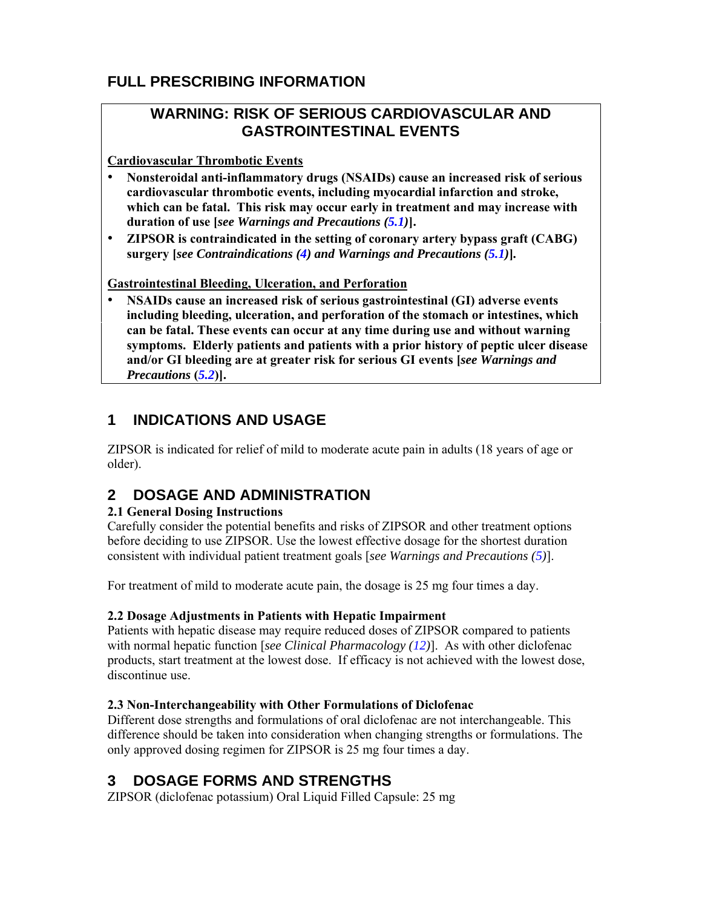# FULL PRESCRIBING INFORMATION

## WARNING: RISK OF SERIOUS CARDIOVASCULAR AND GASTROINTESTINAL EVENTS

**Cardiovascular Thrombotic Events**

- **Nonsteroidal anti-inflammatory drugs (NSAIDs) cause an increased risk of serious cardiovascular thrombotic events, including myocardial infarction and stroke, which can be fatal. This risk may occur early in treatment and may increase with duration of use [*see Warnings and Precautions (5.1)*].**
- **ZIPSOR is contraindicated in the setting of coronary artery bypass graft (CABG) surgery [*see Contraindications (4) and Warnings and Precautions (5.1)*].**

**Gastrointestinal Bleeding, Ulceration, and Perforation**

- **NSAIDs cause an increased risk of serious gastrointestinal (GI) adverse events including bleeding, ulceration, and perforation of the stomach or intestines, which can be fatal. These events can occur at any time during use and without warning symptoms. Elderly patients and patients with a prior history of peptic ulcer disease and/or GI bleeding are at greater risk for serious GI events [*see Warnings and Precautions* (5.2)].**

## 1 INDICATIONS AND USAGE

ZIPSOR is indicated for relief of mild to moderate acute pain in adults (18 years of age or older).

## 2 DOSAGE AND ADMINISTRATION

### 2.1 General Dosing Instructions

Carefully consider the potential benefits and risks of ZIPSOR and other treatment options before deciding to use ZIPSOR. Use the lowest effective dosage for the shortest duration consistent with individual patient treatment goals [*see Warnings and Precautions (5)*].

For treatment of mild to moderate acute pain, the dosage is 25 mg four times a day.

### 2.2 Dosage Adjustments in Patients with Hepatic Impairment

Patients with hepatic disease may require reduced doses of ZIPSOR compared to patients with normal hepatic function [*see Clinical Pharmacology (12)*]. As with other diclofenac products, start treatment at the lowest dose. If efficacy is not achieved with the lowest dose, discontinue use.

### 2.3 Non-Interchangeability with Other Formulations of Diclofenac

Different dose strengths and formulations of oral diclofenac are not interchangeable. This difference should be taken into consideration when changing strengths or formulations. The only approved dosing regimen for ZIPSOR is 25 mg four times a day.

## 3 DOSAGE FORMS AND STRENGTHS

ZIPSOR (diclofenac potassium) Oral Liquid Filled Capsule: 25 mg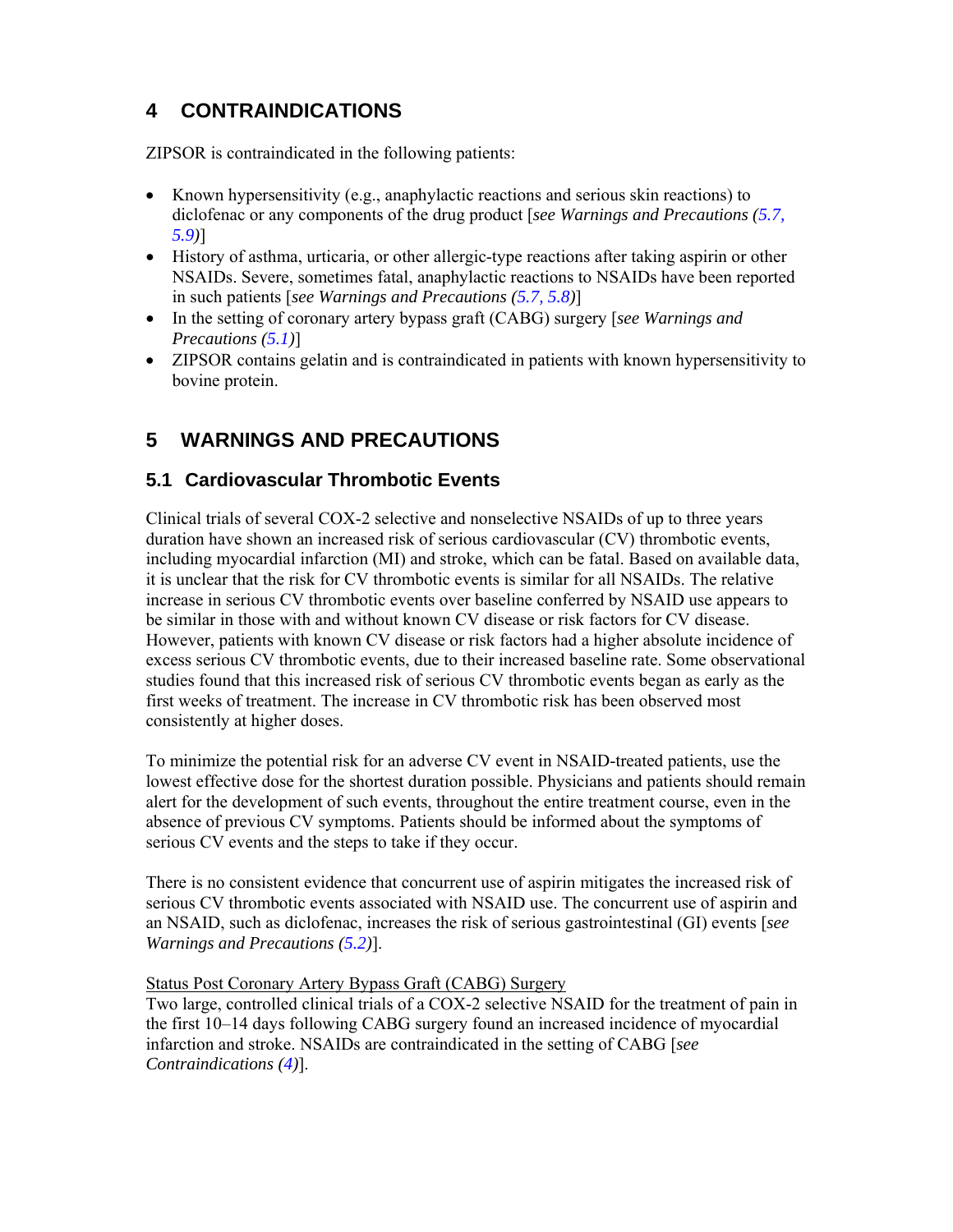## 4 CONTRAINDICATIONS

ZIPSOR is contraindicated in the following patients:

- Known hypersensitivity (e.g., anaphylactic reactions and serious skin reactions) to diclofenac or any components of the drug product [*see Warnings and Precautions (5.7, 5.9)*]
- History of asthma, urticaria, or other allergic-type reactions after taking aspirin or other NSAIDs. Severe, sometimes fatal, anaphylactic reactions to NSAIDs have been reported in such patients [*see Warnings and Precautions (5.7, 5.8)*]
- In the setting of coronary artery bypass graft (CABG) surgery [*see Warnings and Precautions (5.1)*]
- ZIPSOR contains gelatin and is contraindicated in patients with known hypersensitivity to bovine protein.

## 5 WARNINGS AND PRECAUTIONS

### 5.1 Cardiovascular Thrombotic Events

Clinical trials of several COX-2 selective and nonselective NSAIDs of up to three years duration have shown an increased risk of serious cardiovascular (CV) thrombotic events, including myocardial infarction (MI) and stroke, which can be fatal. Based on available data, it is unclear that the risk for CV thrombotic events is similar for all NSAIDs. The relative increase in serious CV thrombotic events over baseline conferred by NSAID use appears to be similar in those with and without known CV disease or risk factors for CV disease. However, patients with known CV disease or risk factors had a higher absolute incidence of excess serious CV thrombotic events, due to their increased baseline rate. Some observational studies found that this increased risk of serious CV thrombotic events began as early as the first weeks of treatment. The increase in CV thrombotic risk has been observed most consistently at higher doses.

To minimize the potential risk for an adverse CV event in NSAID-treated patients, use the lowest effective dose for the shortest duration possible. Physicians and patients should remain alert for the development of such events, throughout the entire treatment course, even in the absence of previous CV symptoms. Patients should be informed about the symptoms of serious CV events and the steps to take if they occur.

There is no consistent evidence that concurrent use of aspirin mitigates the increased risk of serious CV thrombotic events associated with NSAID use. The concurrent use of aspirin and an NSAID, such as diclofenac, increases the risk of serious gastrointestinal (GI) events [*see Warnings and Precautions (5.2)*].

Status Post Coronary Artery Bypass Graft (CABG) Surgery

Two large, controlled clinical trials of a COX-2 selective NSAID for the treatment of pain in the first 10–14 days following CABG surgery found an increased incidence of myocardial infarction and stroke. NSAIDs are contraindicated in the setting of CABG [*see Contraindications (4)*].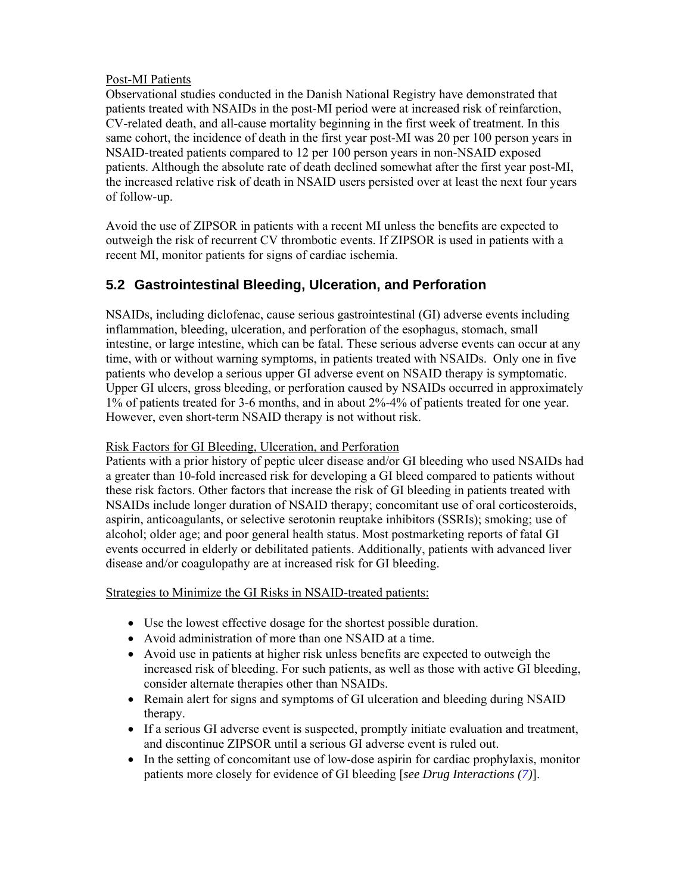Post-MI Patients

Observational studies conducted in the Danish National Registry have demonstrated that patients treated with NSAIDs in the post-MI period were at increased risk of reinfarction, CV-related death, and all-cause mortality beginning in the first week of treatment. In this same cohort, the incidence of death in the first year post-MI was 20 per 100 person years in NSAID-treated patients compared to 12 per 100 person years in non-NSAID exposed patients. Although the absolute rate of death declined somewhat after the first year post-MI, the increased relative risk of death in NSAID users persisted over at least the next four years of follow-up.

Avoid the use of ZIPSOR in patients with a recent MI unless the benefits are expected to outweigh the risk of recurrent CV thrombotic events. If ZIPSOR is used in patients with a recent MI, monitor patients for signs of cardiac ischemia.

## 5.2 Gastrointestinal Bleeding, Ulceration, and Perforation

NSAIDs, including diclofenac, cause serious gastrointestinal (GI) adverse events including inflammation, bleeding, ulceration, and perforation of the esophagus, stomach, small intestine, or large intestine, which can be fatal. These serious adverse events can occur at any time, with or without warning symptoms, in patients treated with NSAIDs. Only one in five patients who develop a serious upper GI adverse event on NSAID therapy is symptomatic. Upper GI ulcers, gross bleeding, or perforation caused by NSAIDs occurred in approximately 1% of patients treated for 3-6 months, and in about 2%-4% of patients treated for one year. However, even short-term NSAID therapy is not without risk.

Risk Factors for GI Bleeding, Ulceration, and Perforation

Patients with a prior history of peptic ulcer disease and/or GI bleeding who used NSAIDs had a greater than 10-fold increased risk for developing a GI bleed compared to patients without these risk factors. Other factors that increase the risk of GI bleeding in patients treated with NSAIDs include longer duration of NSAID therapy; concomitant use of oral corticosteroids, aspirin, anticoagulants, or selective serotonin reuptake inhibitors (SSRIs); smoking; use of alcohol; older age; and poor general health status. Most postmarketing reports of fatal GI events occurred in elderly or debilitated patients. Additionally, patients with advanced liver disease and/or coagulopathy are at increased risk for GI bleeding.

Strategies to Minimize the GI Risks in NSAID-treated patients:

- Use the lowest effective dosage for the shortest possible duration.
- Avoid administration of more than one NSAID at a time.
- Avoid use in patients at higher risk unless benefits are expected to outweigh the increased risk of bleeding. For such patients, as well as those with active GI bleeding, consider alternate therapies other than NSAIDs.
- Remain alert for signs and symptoms of GI ulceration and bleeding during NSAID therapy.
- If a serious GI adverse event is suspected, promptly initiate evaluation and treatment, and discontinue ZIPSOR until a serious GI adverse event is ruled out.
- In the setting of concomitant use of low-dose aspirin for cardiac prophylaxis, monitor patients more closely for evidence of GI bleeding [*see Drug Interactions (7)*].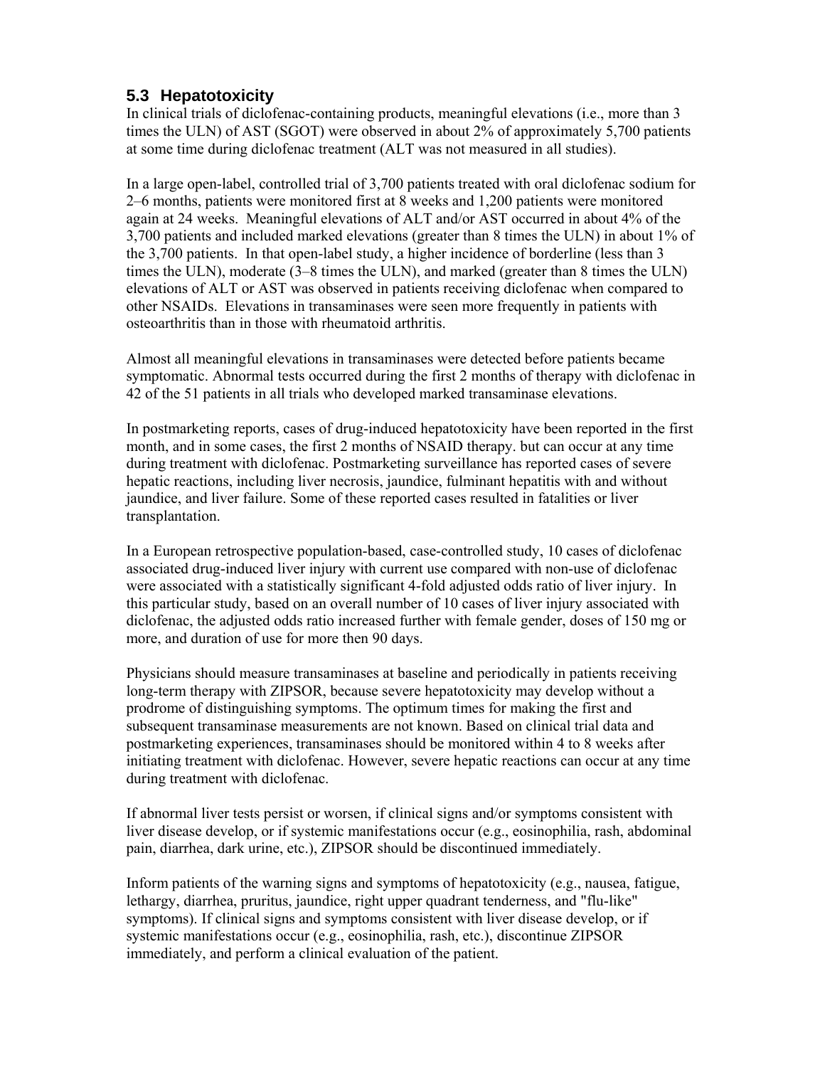### 5.3 Hepatotoxicity

In clinical trials of diclofenac-containing products, meaningful elevations (i.e., more than 3 times the ULN) of AST (SGOT) were observed in about 2% of approximately 5,700 patients at some time during diclofenac treatment (ALT was not measured in all studies).

In a large open-label, controlled trial of 3,700 patients treated with oral diclofenac sodium for 2–6 months, patients were monitored first at 8 weeks and 1,200 patients were monitored again at 24 weeks. Meaningful elevations of ALT and/or AST occurred in about 4% of the 3,700 patients and included marked elevations (greater than 8 times the ULN) in about 1% of the 3,700 patients. In that open-label study, a higher incidence of borderline (less than 3 times the ULN), moderate (3–8 times the ULN), and marked (greater than 8 times the ULN) elevations of ALT or AST was observed in patients receiving diclofenac when compared to other NSAIDs. Elevations in transaminases were seen more frequently in patients with osteoarthritis than in those with rheumatoid arthritis.

Almost all meaningful elevations in transaminases were detected before patients became symptomatic. Abnormal tests occurred during the first 2 months of therapy with diclofenac in 42 of the 51 patients in all trials who developed marked transaminase elevations.

In postmarketing reports, cases of drug-induced hepatotoxicity have been reported in the first month, and in some cases, the first 2 months of NSAID therapy. but can occur at any time during treatment with diclofenac. Postmarketing surveillance has reported cases of severe hepatic reactions, including liver necrosis, jaundice, fulminant hepatitis with and without jaundice, and liver failure. Some of these reported cases resulted in fatalities or liver transplantation.

In a European retrospective population-based, case-controlled study, 10 cases of diclofenac associated drug-induced liver injury with current use compared with non-use of diclofenac were associated with a statistically significant 4-fold adjusted odds ratio of liver injury. In this particular study, based on an overall number of 10 cases of liver injury associated with diclofenac, the adjusted odds ratio increased further with female gender, doses of 150 mg or more, and duration of use for more then 90 days.

Physicians should measure transaminases at baseline and periodically in patients receiving long-term therapy with ZIPSOR, because severe hepatotoxicity may develop without a prodrome of distinguishing symptoms. The optimum times for making the first and subsequent transaminase measurements are not known. Based on clinical trial data and postmarketing experiences, transaminases should be monitored within 4 to 8 weeks after initiating treatment with diclofenac. However, severe hepatic reactions can occur at any time during treatment with diclofenac.

If abnormal liver tests persist or worsen, if clinical signs and/or symptoms consistent with liver disease develop, or if systemic manifestations occur (e.g., eosinophilia, rash, abdominal pain, diarrhea, dark urine, etc.), ZIPSOR should be discontinued immediately.

Inform patients of the warning signs and symptoms of hepatotoxicity (e.g., nausea, fatigue, lethargy, diarrhea, pruritus, jaundice, right upper quadrant tenderness, and "flu-like" symptoms). If clinical signs and symptoms consistent with liver disease develop, or if systemic manifestations occur (e.g., eosinophilia, rash, etc.), discontinue ZIPSOR immediately, and perform a clinical evaluation of the patient.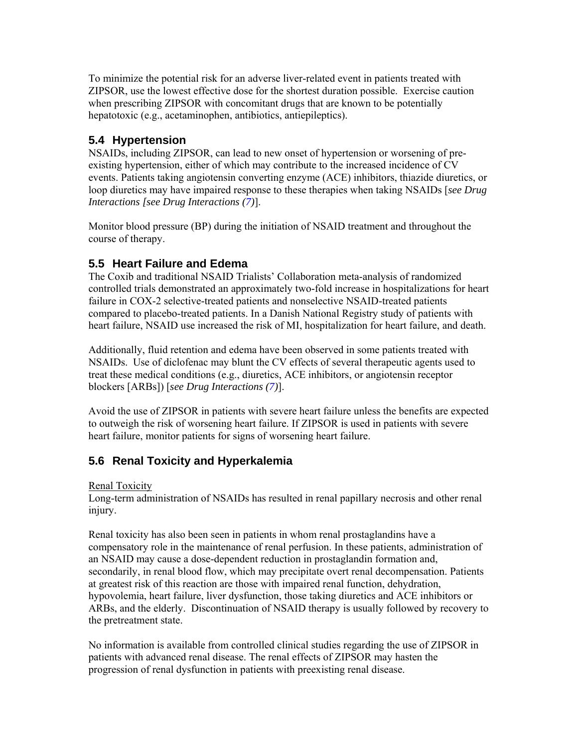To minimize the potential risk for an adverse liver-related event in patients treated with ZIPSOR, use the lowest effective dose for the shortest duration possible. Exercise caution when prescribing ZIPSOR with concomitant drugs that are known to be potentially hepatotoxic (e.g., acetaminophen, antibiotics, antiepileptics).

## 5.4 Hypertension

NSAIDs, including ZIPSOR, can lead to new onset of hypertension or worsening of pre-existing hypertension, either of which may contribute to the increased incidence of CV events. Patients taking angiotensin converting enzyme (ACE) inhibitors, thiazide diuretics, or loop diuretics may have impaired response to these therapies when taking NSAIDs [*see Drug Interactions [see Drug Interactions (7)*].

Monitor blood pressure (BP) during the initiation of NSAID treatment and throughout the course of therapy.

## 5.5 Heart Failure and Edema

The Coxib and traditional NSAID Trialists' Collaboration meta-analysis of randomized controlled trials demonstrated an approximately two-fold increase in hospitalizations for heart failure in COX-2 selective-treated patients and nonselective NSAID-treated patients compared to placebo-treated patients. In a Danish National Registry study of patients with heart failure, NSAID use increased the risk of MI, hospitalization for heart failure, and death.

Additionally, fluid retention and edema have been observed in some patients treated with NSAIDs. Use of diclofenac may blunt the CV effects of several therapeutic agents used to treat these medical conditions (e.g., diuretics, ACE inhibitors, or angiotensin receptor blockers [ARBs]) [*see Drug Interactions (7)*].

Avoid the use of ZIPSOR in patients with severe heart failure unless the benefits are expected to outweigh the risk of worsening heart failure. If ZIPSOR is used in patients with severe heart failure, monitor patients for signs of worsening heart failure.

## 5.6 Renal Toxicity and Hyperkalemia

Renal Toxicity

Long-term administration of NSAIDs has resulted in renal papillary necrosis and other renal injury.

Renal toxicity has also been seen in patients in whom renal prostaglandins have a compensatory role in the maintenance of renal perfusion. In these patients, administration of an NSAID may cause a dose-dependent reduction in prostaglandin formation and, secondarily, in renal blood flow, which may precipitate overt renal decompensation. Patients at greatest risk of this reaction are those with impaired renal function, dehydration, hypovolemia, heart failure, liver dysfunction, those taking diuretics and ACE inhibitors or ARBs, and the elderly. Discontinuation of NSAID therapy is usually followed by recovery to the pretreatment state.

No information is available from controlled clinical studies regarding the use of ZIPSOR in patients with advanced renal disease. The renal effects of ZIPSOR may hasten the progression of renal dysfunction in patients with preexisting renal disease.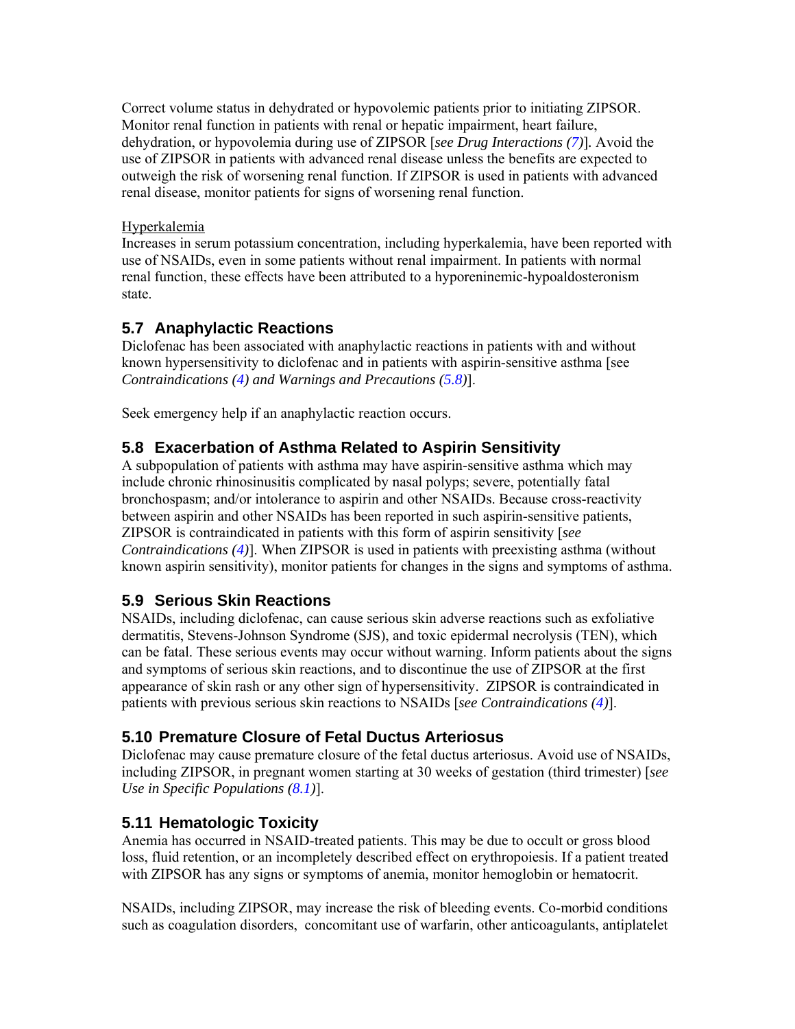Correct volume status in dehydrated or hypovolemic patients prior to initiating ZIPSOR. Monitor renal function in patients with renal or hepatic impairment, heart failure, dehydration, or hypovolemia during use of ZIPSOR [*see Drug Interactions (7)*]. Avoid the use of ZIPSOR in patients with advanced renal disease unless the benefits are expected to outweigh the risk of worsening renal function. If ZIPSOR is used in patients with advanced renal disease, monitor patients for signs of worsening renal function.

Hyperkalemia

Increases in serum potassium concentration, including hyperkalemia, have been reported with use of NSAIDs, even in some patients without renal impairment. In patients with normal renal function, these effects have been attributed to a hyporeninemic-hypoaldosteronism state.

## 5.7 Anaphylactic Reactions

Diclofenac has been associated with anaphylactic reactions in patients with and without known hypersensitivity to diclofenac and in patients with aspirin-sensitive asthma [see *Contraindications (4) and Warnings and Precautions (5.8)*].

Seek emergency help if an anaphylactic reaction occurs.

## 5.8 Exacerbation of Asthma Related to Aspirin Sensitivity

A subpopulation of patients with asthma may have aspirin-sensitive asthma which may include chronic rhinosinusitis complicated by nasal polyps; severe, potentially fatal bronchospasm; and/or intolerance to aspirin and other NSAIDs. Because cross-reactivity between aspirin and other NSAIDs has been reported in such aspirin-sensitive patients, ZIPSOR is contraindicated in patients with this form of aspirin sensitivity [*see Contraindications (4)*]. When ZIPSOR is used in patients with preexisting asthma (without known aspirin sensitivity), monitor patients for changes in the signs and symptoms of asthma.

## 5.9 Serious Skin Reactions

NSAIDs, including diclofenac, can cause serious skin adverse reactions such as exfoliative dermatitis, Stevens-Johnson Syndrome (SJS), and toxic epidermal necrolysis (TEN), which can be fatal. These serious events may occur without warning. Inform patients about the signs and symptoms of serious skin reactions, and to discontinue the use of ZIPSOR at the first appearance of skin rash or any other sign of hypersensitivity. ZIPSOR is contraindicated in patients with previous serious skin reactions to NSAIDs [*see Contraindications (4)*].

## 5.10 Premature Closure of Fetal Ductus Arteriosus

Diclofenac may cause premature closure of the fetal ductus arteriosus. Avoid use of NSAIDs, including ZIPSOR, in pregnant women starting at 30 weeks of gestation (third trimester) [*see Use in Specific Populations (8.1)*].

## 5.11 Hematologic Toxicity

Anemia has occurred in NSAID-treated patients. This may be due to occult or gross blood loss, fluid retention, or an incompletely described effect on erythropoiesis. If a patient treated with ZIPSOR has any signs or symptoms of anemia, monitor hemoglobin or hematocrit.

NSAIDs, including ZIPSOR, may increase the risk of bleeding events. Co-morbid conditions such as coagulation disorders, concomitant use of warfarin, other anticoagulants, antiplatelet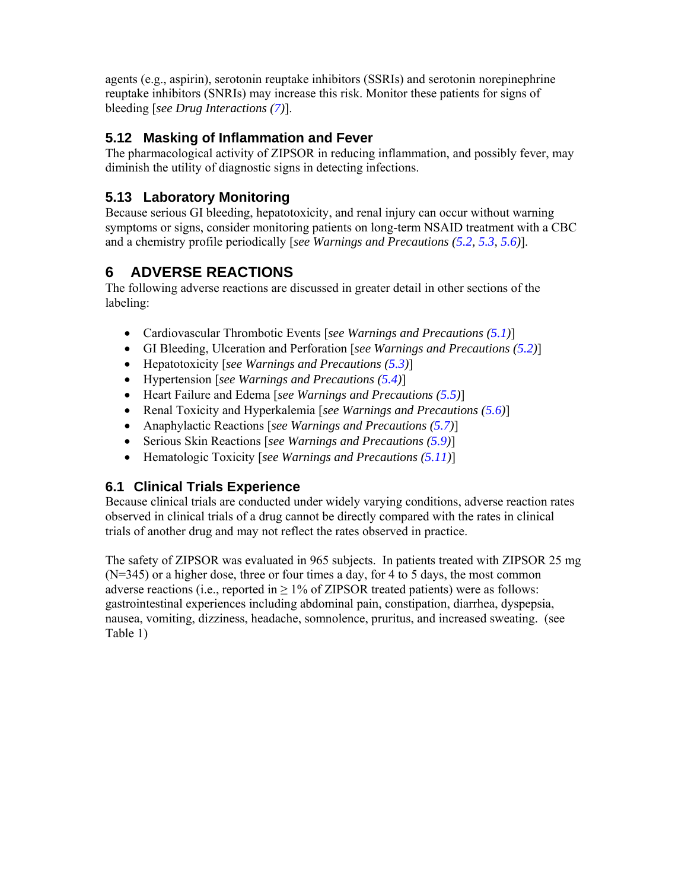agents (e.g., aspirin), serotonin reuptake inhibitors (SSRIs) and serotonin norepinephrine reuptake inhibitors (SNRIs) may increase this risk. Monitor these patients for signs of bleeding [*see Drug Interactions (7)*].

### 5.12 Masking of Inflammation and Fever

The pharmacological activity of ZIPSOR in reducing inflammation, and possibly fever, may diminish the utility of diagnostic signs in detecting infections.

### 5.13 Laboratory Monitoring

Because serious GI bleeding, hepatotoxicity, and renal injury can occur without warning symptoms or signs, consider monitoring patients on long-term NSAID treatment with a CBC and a chemistry profile periodically [*see Warnings and Precautions (5.2, 5.3, 5.6)*].

## 6 ADVERSE REACTIONS

The following adverse reactions are discussed in greater detail in other sections of the labeling:

- Cardiovascular Thrombotic Events [*see Warnings and Precautions (5.1)*]
- GI Bleeding, Ulceration and Perforation [*see Warnings and Precautions (5.2)*]
- Hepatotoxicity [*see Warnings and Precautions (5.3)*]
- Hypertension [*see Warnings and Precautions (5.4)*]
- Heart Failure and Edema [*see Warnings and Precautions (5.5)*]
- Renal Toxicity and Hyperkalemia [*see Warnings and Precautions (5.6)*]
- Anaphylactic Reactions [*see Warnings and Precautions (5.7)*]
- Serious Skin Reactions [*see Warnings and Precautions (5.9)*]
- Hematologic Toxicity [*see Warnings and Precautions (5.11)*]

### 6.1 Clinical Trials Experience

Because clinical trials are conducted under widely varying conditions, adverse reaction rates observed in clinical trials of a drug cannot be directly compared with the rates in clinical trials of another drug and may not reflect the rates observed in practice.

The safety of ZIPSOR was evaluated in 965 subjects. In patients treated with ZIPSOR 25 mg (N=345) or a higher dose, three or four times a day, for 4 to 5 days, the most common adverse reactions (i.e., reported in ≥ 1% of ZIPSOR treated patients) were as follows: gastrointestinal experiences including abdominal pain, constipation, diarrhea, dyspepsia, nausea, vomiting, dizziness, headache, somnolence, pruritus, and increased sweating. (see Table 1)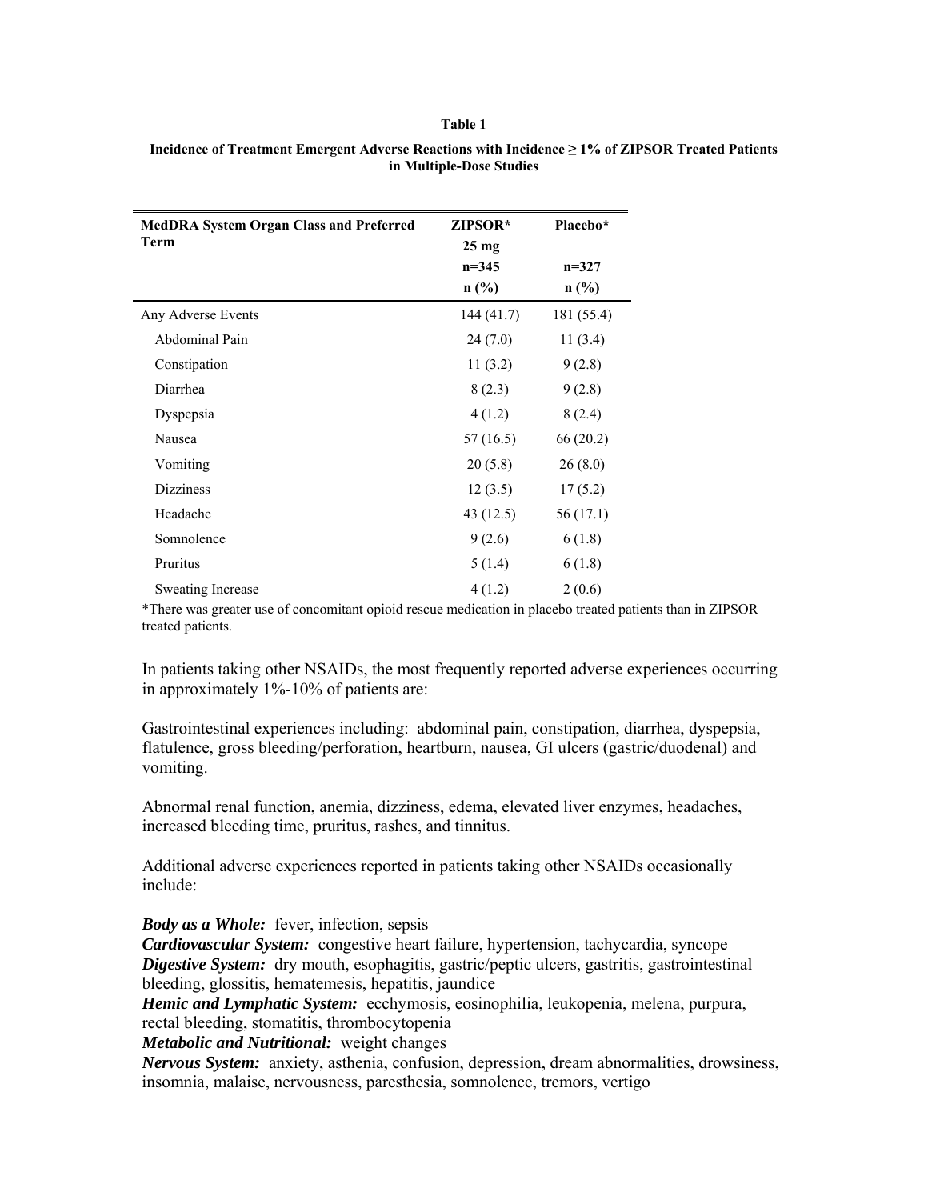**Table 1**

**Incidence of Treatment Emergent Adverse Reactions with Incidence ≥ 1% of ZIPSOR Treated Patients in Multiple-Dose Studies**

| MedDRA System Organ Class and Preferred Term | ZIPSOR* 25 mg n=345 n (%) | Placebo* n=327 n (%) |
|---|---|---|
| Any Adverse Events | 144 (41.7) | 181 (55.4) |
| Abdominal Pain | 24 (7.0) | 11 (3.4) |
| Constipation | 11 (3.2) | 9 (2.8) |
| Diarrhea | 8 (2.3) | 9 (2.8) |
| Dyspepsia | 4 (1.2) | 8 (2.4) |
| Nausea | 57 (16.5) | 66 (20.2) |
| Vomiting | 20 (5.8) | 26 (8.0) |
| Dizziness | 12 (3.5) | 17 (5.2) |
| Headache | 43 (12.5) | 56 (17.1) |
| Somnolence | 9 (2.6) | 6 (1.8) |
| Pruritus | 5 (1.4) | 6 (1.8) |
| Sweating Increase | 4 (1.2) | 2 (0.6) |

*There was greater use of concomitant opioid rescue medication in placebo treated patients than in ZIPSOR treated patients.

In patients taking other NSAIDs, the most frequently reported adverse experiences occurring in approximately 1%-10% of patients are:

Gastrointestinal experiences including: abdominal pain, constipation, diarrhea, dyspepsia, flatulence, gross bleeding/perforation, heartburn, nausea, GI ulcers (gastric/duodenal) and vomiting.

Abnormal renal function, anemia, dizziness, edema, elevated liver enzymes, headaches, increased bleeding time, pruritus, rashes, and tinnitus.

Additional adverse experiences reported in patients taking other NSAIDs occasionally include:

***Body as a Whole:*** fever, infection, sepsis
***Cardiovascular System:*** congestive heart failure, hypertension, tachycardia, syncope
***Digestive System:*** dry mouth, esophagitis, gastric/peptic ulcers, gastritis, gastrointestinal bleeding, glossitis, hematemesis, hepatitis, jaundice
***Hemic and Lymphatic System:*** ecchymosis, eosinophilia, leukopenia, melena, purpura, rectal bleeding, stomatitis, thrombocytopenia
***Metabolic and Nutritional:*** weight changes
***Nervous System:*** anxiety, asthenia, confusion, depression, dream abnormalities, drowsiness, insomnia, malaise, nervousness, paresthesia, somnolence, tremors, vertigo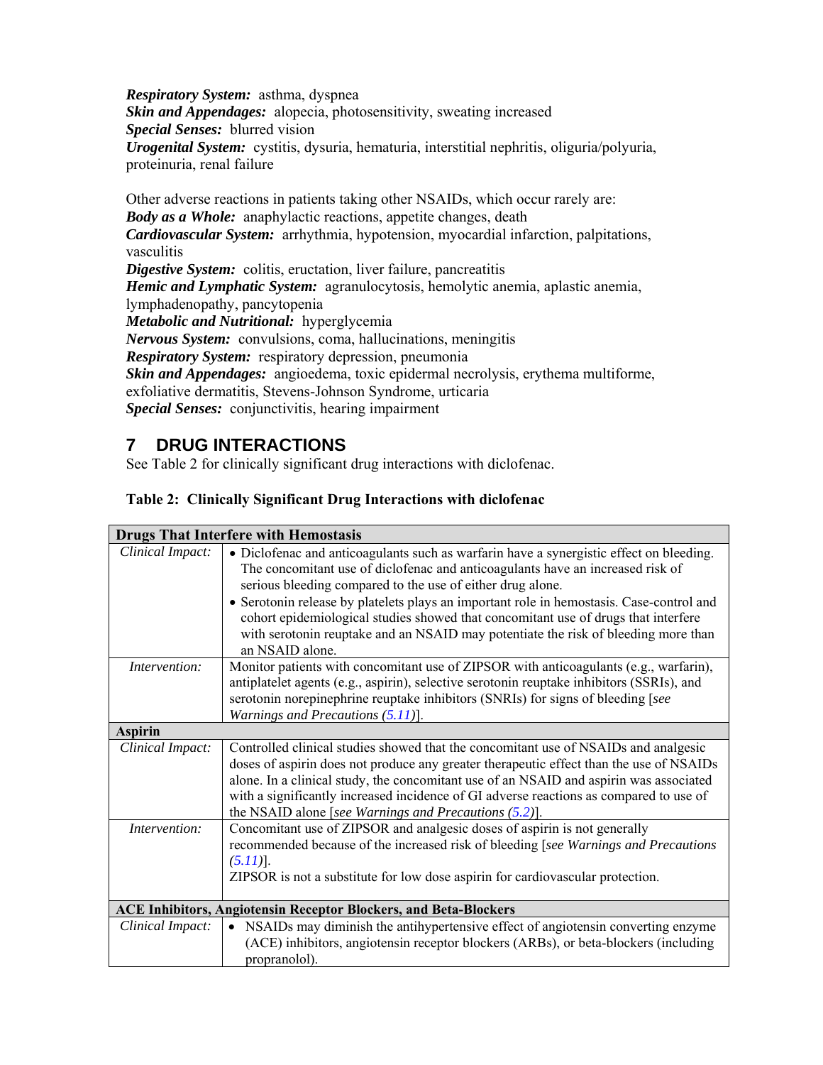***Respiratory System:*** asthma, dyspnea
***Skin and Appendages:*** alopecia, photosensitivity, sweating increased
***Special Senses:*** blurred vision
***Urogenital System:*** cystitis, dysuria, hematuria, interstitial nephritis, oliguria/polyuria, proteinuria, renal failure

Other adverse reactions in patients taking other NSAIDs, which occur rarely are:
***Body as a Whole:*** anaphylactic reactions, appetite changes, death
***Cardiovascular System:*** arrhythmia, hypotension, myocardial infarction, palpitations, vasculitis
***Digestive System:*** colitis, eructation, liver failure, pancreatitis
***Hemic and Lymphatic System:*** agranulocytosis, hemolytic anemia, aplastic anemia, lymphadenopathy, pancytopenia
***Metabolic and Nutritional:*** hyperglycemia
***Nervous System:*** convulsions, coma, hallucinations, meningitis
***Respiratory System:*** respiratory depression, pneumonia
***Skin and Appendages:*** angioedema, toxic epidermal necrolysis, erythema multiforme, exfoliative dermatitis, Stevens-Johnson Syndrome, urticaria
***Special Senses:*** conjunctivitis, hearing impairment

## 7 DRUG INTERACTIONS

See Table 2 for clinically significant drug interactions with diclofenac.

**Table 2: Clinically Significant Drug Interactions with diclofenac**

| **Drugs That Interfere with Hemostasis** | |
|---|---|
| *Clinical Impact:* | • Diclofenac and anticoagulants such as warfarin have a synergistic effect on bleeding. The concomitant use of diclofenac and anticoagulants have an increased risk of serious bleeding compared to the use of either drug alone.<br>• Serotonin release by platelets plays an important role in hemostasis. Case-control and cohort epidemiological studies showed that concomitant use of drugs that interfere with serotonin reuptake and an NSAID may potentiate the risk of bleeding more than an NSAID alone. |
| *Intervention:* | Monitor patients with concomitant use of ZIPSOR with anticoagulants (e.g., warfarin), antiplatelet agents (e.g., aspirin), selective serotonin reuptake inhibitors (SSRIs), and serotonin norepinephrine reuptake inhibitors (SNRIs) for signs of bleeding [*see Warnings and Precautions (5.11)*]. |
| **Aspirin** | |
| *Clinical Impact:* | Controlled clinical studies showed that the concomitant use of NSAIDs and analgesic doses of aspirin does not produce any greater therapeutic effect than the use of NSAIDs alone. In a clinical study, the concomitant use of an NSAID and aspirin was associated with a significantly increased incidence of GI adverse reactions as compared to use of the NSAID alone [*see Warnings and Precautions (5.2)*]. |
| *Intervention:* | Concomitant use of ZIPSOR and analgesic doses of aspirin is not generally recommended because of the increased risk of bleeding [*see Warnings and Precautions (5.11)*].<br>ZIPSOR is not a substitute for low dose aspirin for cardiovascular protection. |
| **ACE Inhibitors, Angiotensin Receptor Blockers, and Beta-Blockers** | |
| *Clinical Impact:* | • NSAIDs may diminish the antihypertensive effect of angiotensin converting enzyme (ACE) inhibitors, angiotensin receptor blockers (ARBs), or beta-blockers (including propranolol). |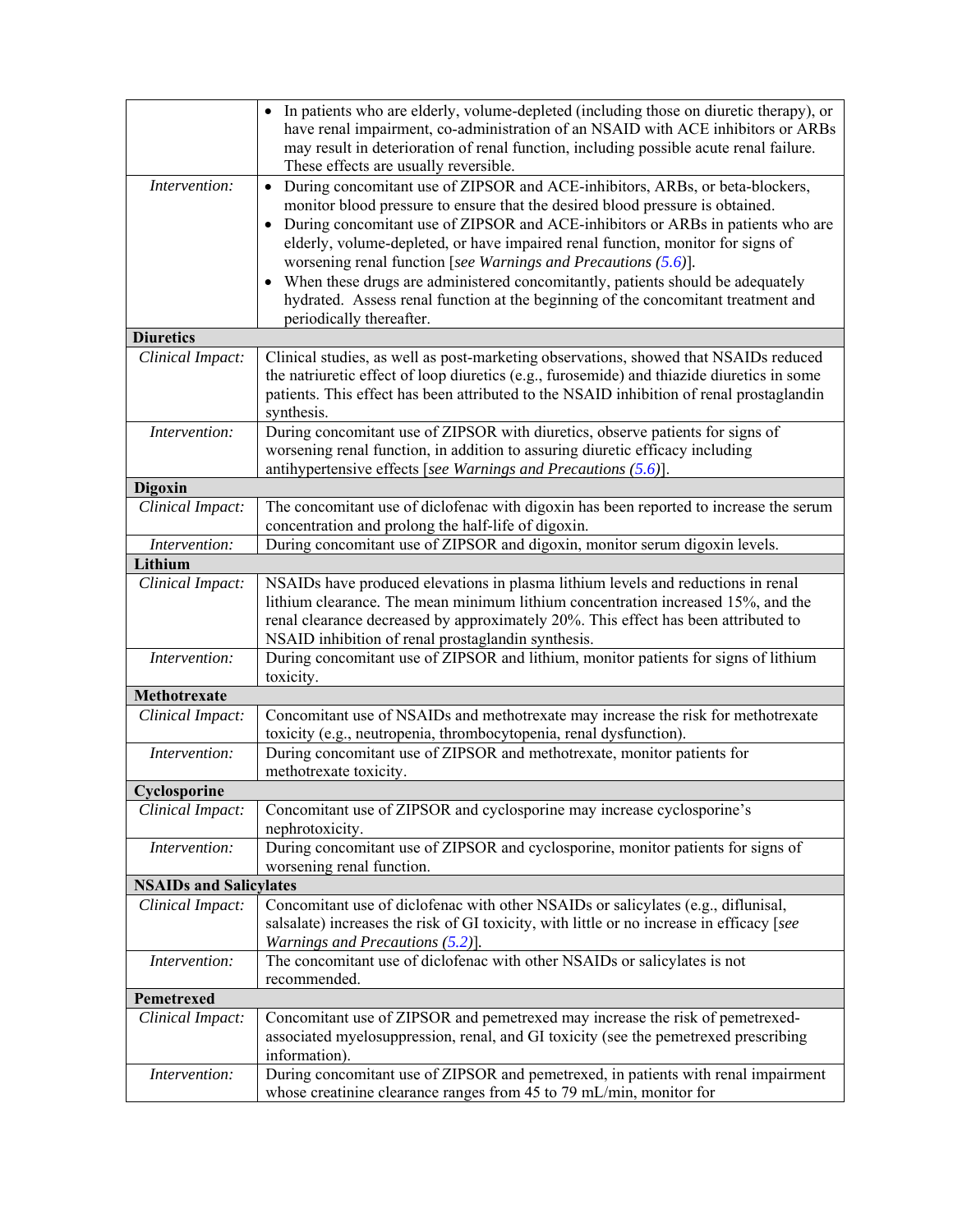| | |
|---|---|
| | • In patients who are elderly, volume-depleted (including those on diuretic therapy), or have renal impairment, co-administration of an NSAID with ACE inhibitors or ARBs may result in deterioration of renal function, including possible acute renal failure. These effects are usually reversible. |
| *Intervention:* | • During concomitant use of ZIPSOR and ACE-inhibitors, ARBs, or beta-blockers, monitor blood pressure to ensure that the desired blood pressure is obtained.<br>• During concomitant use of ZIPSOR and ACE-inhibitors or ARBs in patients who are elderly, volume-depleted, or have impaired renal function, monitor for signs of worsening renal function [*see Warnings and Precautions (5.6)*].<br>• When these drugs are administered concomitantly, patients should be adequately hydrated. Assess renal function at the beginning of the concomitant treatment and periodically thereafter. |
| **Diuretics** | |
| *Clinical Impact:* | Clinical studies, as well as post-marketing observations, showed that NSAIDs reduced the natriuretic effect of loop diuretics (e.g., furosemide) and thiazide diuretics in some patients. This effect has been attributed to the NSAID inhibition of renal prostaglandin synthesis. |
| *Intervention:* | During concomitant use of ZIPSOR with diuretics, observe patients for signs of worsening renal function, in addition to assuring diuretic efficacy including antihypertensive effects [*see Warnings and Precautions (5.6)*]. |
| **Digoxin** | |
| *Clinical Impact:* | The concomitant use of diclofenac with digoxin has been reported to increase the serum concentration and prolong the half-life of digoxin. |
| *Intervention:* | During concomitant use of ZIPSOR and digoxin, monitor serum digoxin levels. |
| **Lithium** | |
| *Clinical Impact:* | NSAIDs have produced elevations in plasma lithium levels and reductions in renal lithium clearance. The mean minimum lithium concentration increased 15%, and the renal clearance decreased by approximately 20%. This effect has been attributed to NSAID inhibition of renal prostaglandin synthesis. |
| *Intervention:* | During concomitant use of ZIPSOR and lithium, monitor patients for signs of lithium toxicity. |
| **Methotrexate** | |
| *Clinical Impact:* | Concomitant use of NSAIDs and methotrexate may increase the risk for methotrexate toxicity (e.g., neutropenia, thrombocytopenia, renal dysfunction). |
| *Intervention:* | During concomitant use of ZIPSOR and methotrexate, monitor patients for methotrexate toxicity. |
| **Cyclosporine** | |
| *Clinical Impact:* | Concomitant use of ZIPSOR and cyclosporine may increase cyclosporine's nephrotoxicity. |
| *Intervention:* | During concomitant use of ZIPSOR and cyclosporine, monitor patients for signs of worsening renal function. |
| **NSAIDs and Salicylates** | |
| *Clinical Impact:* | Concomitant use of diclofenac with other NSAIDs or salicylates (e.g., diflunisal, salsalate) increases the risk of GI toxicity, with little or no increase in efficacy [*see Warnings and Precautions (5.2)*]. |
| *Intervention:* | The concomitant use of diclofenac with other NSAIDs or salicylates is not recommended. |
| **Pemetrexed** | |
| *Clinical Impact:* | Concomitant use of ZIPSOR and pemetrexed may increase the risk of pemetrexed-associated myelosuppression, renal, and GI toxicity (see the pemetrexed prescribing information). |
| *Intervention:* | During concomitant use of ZIPSOR and pemetrexed, in patients with renal impairment whose creatinine clearance ranges from 45 to 79 mL/min, monitor for |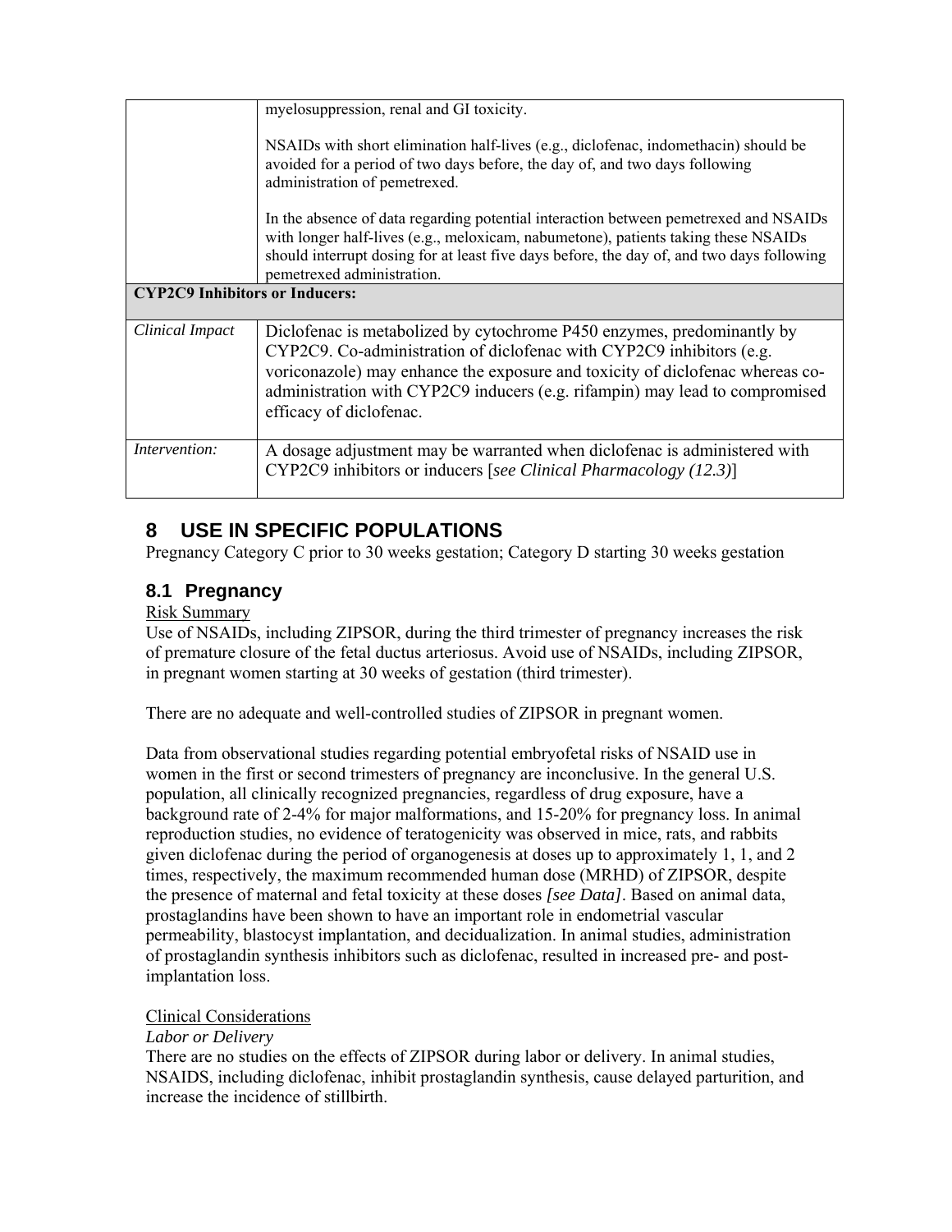| | |
|---|---|
| | myelosuppression, renal and GI toxicity.<br><br>NSAIDs with short elimination half-lives (e.g., diclofenac, indomethacin) should be avoided for a period of two days before, the day of, and two days following administration of pemetrexed.<br><br>In the absence of data regarding potential interaction between pemetrexed and NSAIDs with longer half-lives (e.g., meloxicam, nabumetone), patients taking these NSAIDs should interrupt dosing for at least five days before, the day of, and two days following pemetrexed administration. |
| **CYP2C9 Inhibitors or Inducers:** | |
| *Clinical Impact* | Diclofenac is metabolized by cytochrome P450 enzymes, predominantly by CYP2C9. Co-administration of diclofenac with CYP2C9 inhibitors (e.g. voriconazole) may enhance the exposure and toxicity of diclofenac whereas co-administration with CYP2C9 inducers (e.g. rifampin) may lead to compromised efficacy of diclofenac. |
| *Intervention:* | A dosage adjustment may be warranted when diclofenac is administered with CYP2C9 inhibitors or inducers [*see Clinical Pharmacology (12.3)*] |

# 8 USE IN SPECIFIC POPULATIONS

Pregnancy Category C prior to 30 weeks gestation; Category D starting 30 weeks gestation

## 8.1 Pregnancy

Risk Summary

Use of NSAIDs, including ZIPSOR, during the third trimester of pregnancy increases the risk of premature closure of the fetal ductus arteriosus. Avoid use of NSAIDs, including ZIPSOR, in pregnant women starting at 30 weeks of gestation (third trimester).

There are no adequate and well-controlled studies of ZIPSOR in pregnant women.

Data from observational studies regarding potential embryofetal risks of NSAID use in women in the first or second trimesters of pregnancy are inconclusive. In the general U.S. population, all clinically recognized pregnancies, regardless of drug exposure, have a background rate of 2-4% for major malformations, and 15-20% for pregnancy loss. In animal reproduction studies, no evidence of teratogenicity was observed in mice, rats, and rabbits given diclofenac during the period of organogenesis at doses up to approximately 1, 1, and 2 times, respectively, the maximum recommended human dose (MRHD) of ZIPSOR, despite the presence of maternal and fetal toxicity at these doses *[see Data]*. Based on animal data, prostaglandins have been shown to have an important role in endometrial vascular permeability, blastocyst implantation, and decidualization. In animal studies, administration of prostaglandin synthesis inhibitors such as diclofenac, resulted in increased pre- and post-implantation loss.

Clinical Considerations

*Labor or Delivery*

There are no studies on the effects of ZIPSOR during labor or delivery. In animal studies, NSAIDS, including diclofenac, inhibit prostaglandin synthesis, cause delayed parturition, and increase the incidence of stillbirth.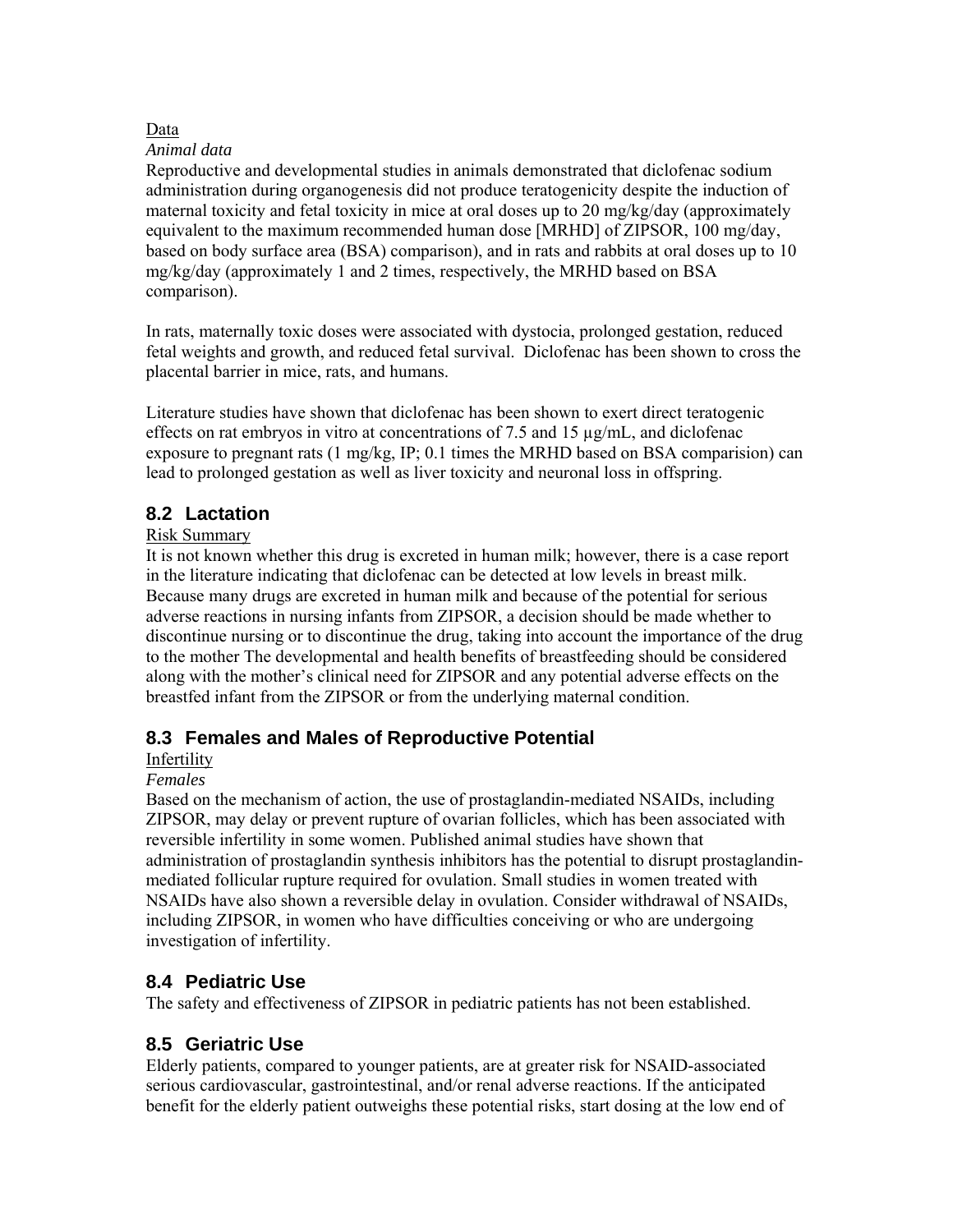Data

*Animal data*

Reproductive and developmental studies in animals demonstrated that diclofenac sodium administration during organogenesis did not produce teratogenicity despite the induction of maternal toxicity and fetal toxicity in mice at oral doses up to 20 mg/kg/day (approximately equivalent to the maximum recommended human dose [MRHD] of ZIPSOR, 100 mg/day, based on body surface area (BSA) comparison), and in rats and rabbits at oral doses up to 10 mg/kg/day (approximately 1 and 2 times, respectively, the MRHD based on BSA comparison).

In rats, maternally toxic doses were associated with dystocia, prolonged gestation, reduced fetal weights and growth, and reduced fetal survival. Diclofenac has been shown to cross the placental barrier in mice, rats, and humans.

Literature studies have shown that diclofenac has been shown to exert direct teratogenic effects on rat embryos in vitro at concentrations of 7.5 and 15 µg/mL, and diclofenac exposure to pregnant rats (1 mg/kg, IP; 0.1 times the MRHD based on BSA comparision) can lead to prolonged gestation as well as liver toxicity and neuronal loss in offspring.

## 8.2 Lactation

Risk Summary

It is not known whether this drug is excreted in human milk; however, there is a case report in the literature indicating that diclofenac can be detected at low levels in breast milk. Because many drugs are excreted in human milk and because of the potential for serious adverse reactions in nursing infants from ZIPSOR, a decision should be made whether to discontinue nursing or to discontinue the drug, taking into account the importance of the drug to the mother The developmental and health benefits of breastfeeding should be considered along with the mother's clinical need for ZIPSOR and any potential adverse effects on the breastfed infant from the ZIPSOR or from the underlying maternal condition.

## 8.3 Females and Males of Reproductive Potential

Infertility

*Females*

Based on the mechanism of action, the use of prostaglandin-mediated NSAIDs, including ZIPSOR, may delay or prevent rupture of ovarian follicles, which has been associated with reversible infertility in some women. Published animal studies have shown that administration of prostaglandin synthesis inhibitors has the potential to disrupt prostaglandin-mediated follicular rupture required for ovulation. Small studies in women treated with NSAIDs have also shown a reversible delay in ovulation. Consider withdrawal of NSAIDs, including ZIPSOR, in women who have difficulties conceiving or who are undergoing investigation of infertility.

## 8.4 Pediatric Use

The safety and effectiveness of ZIPSOR in pediatric patients has not been established.

## 8.5 Geriatric Use

Elderly patients, compared to younger patients, are at greater risk for NSAID-associated serious cardiovascular, gastrointestinal, and/or renal adverse reactions. If the anticipated benefit for the elderly patient outweighs these potential risks, start dosing at the low end of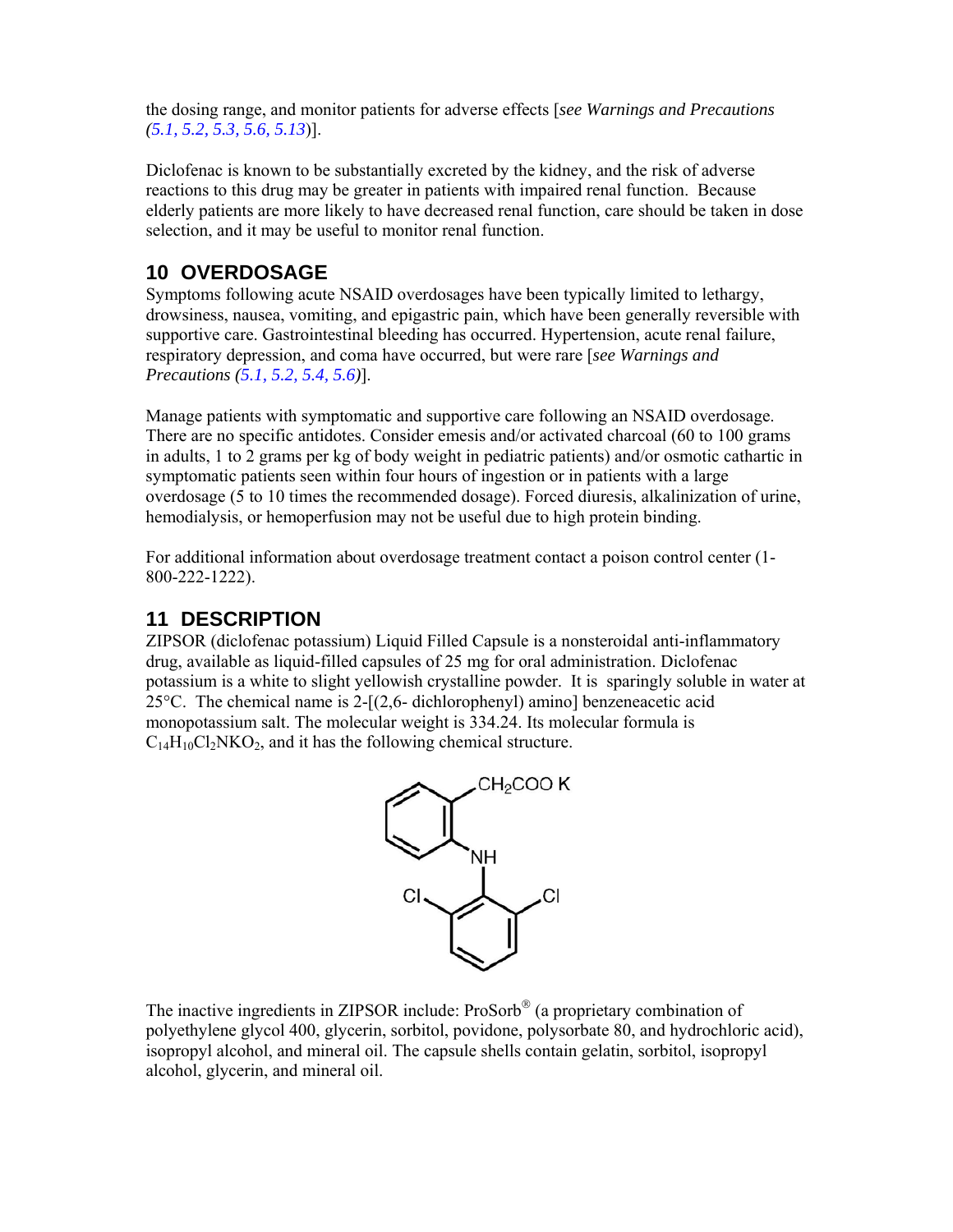the dosing range, and monitor patients for adverse effects [*see Warnings and Precautions (5.1, 5.2, 5.3, 5.6, 5.13)*].

Diclofenac is known to be substantially excreted by the kidney, and the risk of adverse reactions to this drug may be greater in patients with impaired renal function. Because elderly patients are more likely to have decreased renal function, care should be taken in dose selection, and it may be useful to monitor renal function.

## 10 OVERDOSAGE

Symptoms following acute NSAID overdosages have been typically limited to lethargy, drowsiness, nausea, vomiting, and epigastric pain, which have been generally reversible with supportive care. Gastrointestinal bleeding has occurred. Hypertension, acute renal failure, respiratory depression, and coma have occurred, but were rare [*see Warnings and Precautions (5.1, 5.2, 5.4, 5.6)*].

Manage patients with symptomatic and supportive care following an NSAID overdosage. There are no specific antidotes. Consider emesis and/or activated charcoal (60 to 100 grams in adults, 1 to 2 grams per kg of body weight in pediatric patients) and/or osmotic cathartic in symptomatic patients seen within four hours of ingestion or in patients with a large overdosage (5 to 10 times the recommended dosage). Forced diuresis, alkalinization of urine, hemodialysis, or hemoperfusion may not be useful due to high protein binding.

For additional information about overdosage treatment contact a poison control center (1-800-222-1222).

## 11 DESCRIPTION

ZIPSOR (diclofenac potassium) Liquid Filled Capsule is a nonsteroidal anti-inflammatory drug, available as liquid-filled capsules of 25 mg for oral administration. Diclofenac potassium is a white to slight yellowish crystalline powder. It is sparingly soluble in water at 25°C. The chemical name is 2-[(2,6- dichlorophenyl) amino] benzeneacetic acid monopotassium salt. The molecular weight is 334.24. Its molecular formula is $C_{14}H_{10}Cl_2NKO_2$, and it has the following chemical structure.

The inactive ingredients in ZIPSOR include: ProSorb® (a proprietary combination of polyethylene glycol 400, glycerin, sorbitol, povidone, polysorbate 80, and hydrochloric acid), isopropyl alcohol, and mineral oil. The capsule shells contain gelatin, sorbitol, isopropyl alcohol, glycerin, and mineral oil.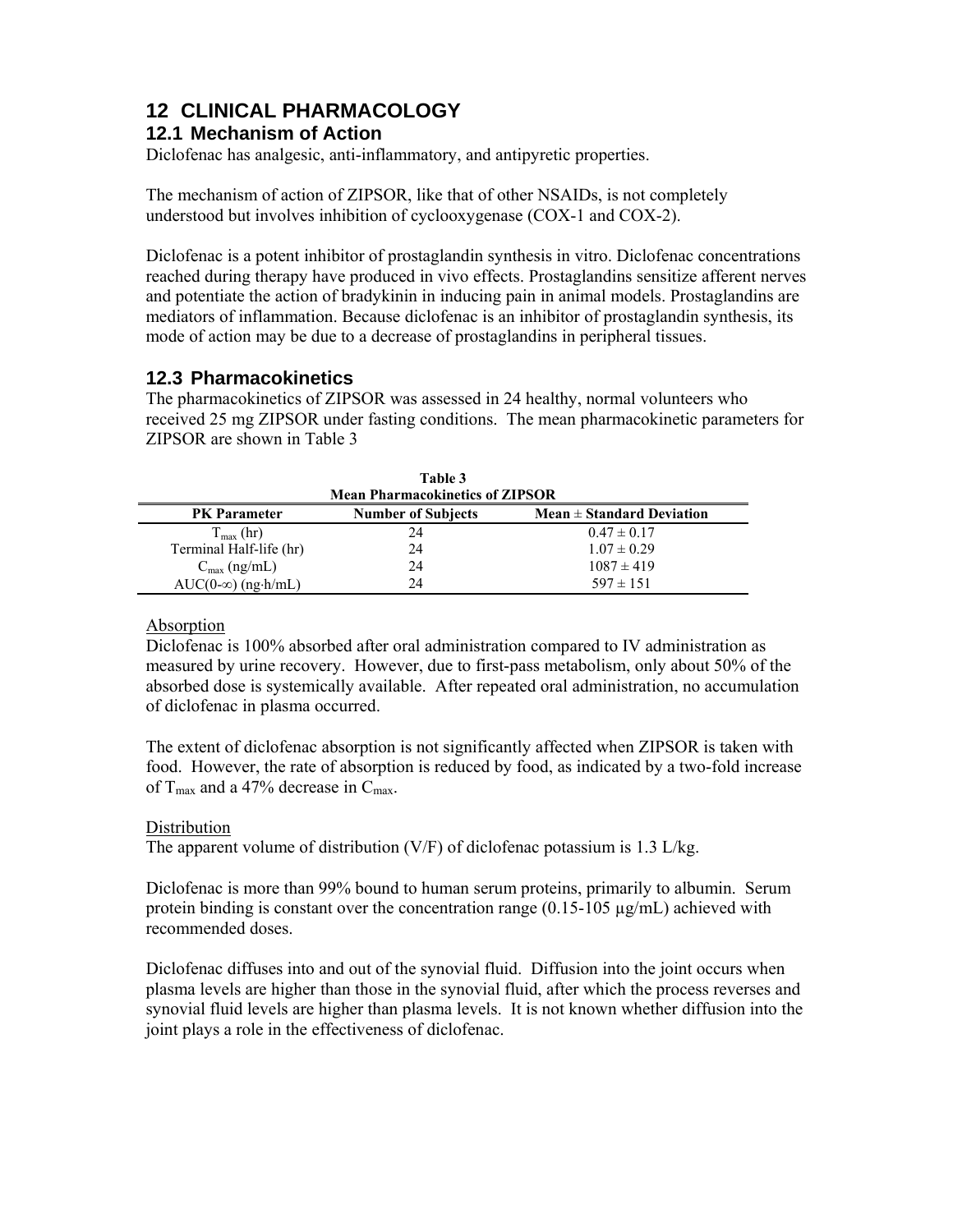## 12 CLINICAL PHARMACOLOGY

### 12.1 Mechanism of Action

Diclofenac has analgesic, anti-inflammatory, and antipyretic properties.

The mechanism of action of ZIPSOR, like that of other NSAIDs, is not completely understood but involves inhibition of cyclooxygenase (COX-1 and COX-2).

Diclofenac is a potent inhibitor of prostaglandin synthesis in vitro. Diclofenac concentrations reached during therapy have produced in vivo effects. Prostaglandins sensitize afferent nerves and potentiate the action of bradykinin in inducing pain in animal models. Prostaglandins are mediators of inflammation. Because diclofenac is an inhibitor of prostaglandin synthesis, its mode of action may be due to a decrease of prostaglandins in peripheral tissues.

### 12.3 Pharmacokinetics

The pharmacokinetics of ZIPSOR was assessed in 24 healthy, normal volunteers who received 25 mg ZIPSOR under fasting conditions. The mean pharmacokinetic parameters for ZIPSOR are shown in Table 3

**Table 3**
**Mean Pharmacokinetics of ZIPSOR**

| PK Parameter | Number of Subjects | Mean ± Standard Deviation |
|---|---|---|
| $T_{max}$ (hr) | 24 | 0.47 ± 0.17 |
| Terminal Half-life (hr) | 24 | 1.07 ± 0.29 |
| $C_{max}$ (ng/mL) | 24 | 1087 ± 419 |
| AUC(0-∞) (ng·h/mL) | 24 | 597 ± 151 |

Absorption

Diclofenac is 100% absorbed after oral administration compared to IV administration as measured by urine recovery. However, due to first-pass metabolism, only about 50% of the absorbed dose is systemically available. After repeated oral administration, no accumulation of diclofenac in plasma occurred.

The extent of diclofenac absorption is not significantly affected when ZIPSOR is taken with food. However, the rate of absorption is reduced by food, as indicated by a two-fold increase of $T_{max}$ and a 47% decrease in $C_{max}$.

Distribution

The apparent volume of distribution (V/F) of diclofenac potassium is 1.3 L/kg.

Diclofenac is more than 99% bound to human serum proteins, primarily to albumin. Serum protein binding is constant over the concentration range (0.15-105 μg/mL) achieved with recommended doses.

Diclofenac diffuses into and out of the synovial fluid. Diffusion into the joint occurs when plasma levels are higher than those in the synovial fluid, after which the process reverses and synovial fluid levels are higher than plasma levels. It is not known whether diffusion into the joint plays a role in the effectiveness of diclofenac.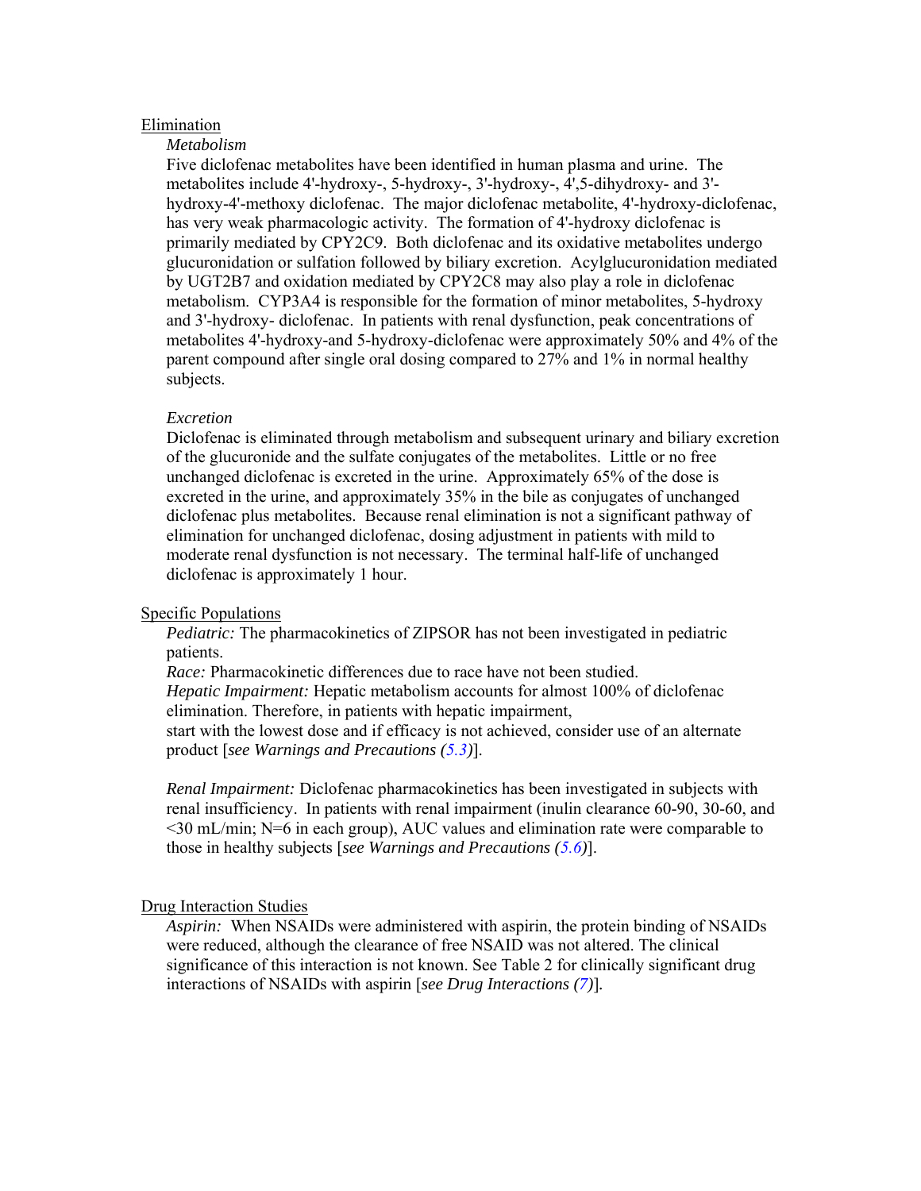Elimination

*Metabolism*

Five diclofenac metabolites have been identified in human plasma and urine. The metabolites include 4'-hydroxy-, 5-hydroxy-, 3'-hydroxy-, 4',5-dihydroxy- and 3'-hydroxy-4'-methoxy diclofenac. The major diclofenac metabolite, 4'-hydroxy-diclofenac, has very weak pharmacologic activity. The formation of 4'-hydroxy diclofenac is primarily mediated by CPY2C9. Both diclofenac and its oxidative metabolites undergo glucuronidation or sulfation followed by biliary excretion. Acylglucuronidation mediated by UGT2B7 and oxidation mediated by CPY2C8 may also play a role in diclofenac metabolism. CYP3A4 is responsible for the formation of minor metabolites, 5-hydroxy and 3'-hydroxy- diclofenac. In patients with renal dysfunction, peak concentrations of metabolites 4'-hydroxy-and 5-hydroxy-diclofenac were approximately 50% and 4% of the parent compound after single oral dosing compared to 27% and 1% in normal healthy subjects.

*Excretion*

Diclofenac is eliminated through metabolism and subsequent urinary and biliary excretion of the glucuronide and the sulfate conjugates of the metabolites. Little or no free unchanged diclofenac is excreted in the urine. Approximately 65% of the dose is excreted in the urine, and approximately 35% in the bile as conjugates of unchanged diclofenac plus metabolites. Because renal elimination is not a significant pathway of elimination for unchanged diclofenac, dosing adjustment in patients with mild to moderate renal dysfunction is not necessary. The terminal half-life of unchanged diclofenac is approximately 1 hour.

Specific Populations

*Pediatric:* The pharmacokinetics of ZIPSOR has not been investigated in pediatric patients.

*Race:* Pharmacokinetic differences due to race have not been studied.

*Hepatic Impairment:* Hepatic metabolism accounts for almost 100% of diclofenac elimination. Therefore, in patients with hepatic impairment, start with the lowest dose and if efficacy is not achieved, consider use of an alternate product [*see Warnings and Precautions (5.3)*].

*Renal Impairment:* Diclofenac pharmacokinetics has been investigated in subjects with renal insufficiency. In patients with renal impairment (inulin clearance 60-90, 30-60, and <30 mL/min; N=6 in each group), AUC values and elimination rate were comparable to those in healthy subjects [*see Warnings and Precautions (5.6)*].

Drug Interaction Studies

*Aspirin:* When NSAIDs were administered with aspirin, the protein binding of NSAIDs were reduced, although the clearance of free NSAID was not altered. The clinical significance of this interaction is not known. See Table 2 for clinically significant drug interactions of NSAIDs with aspirin [*see Drug Interactions (7)*].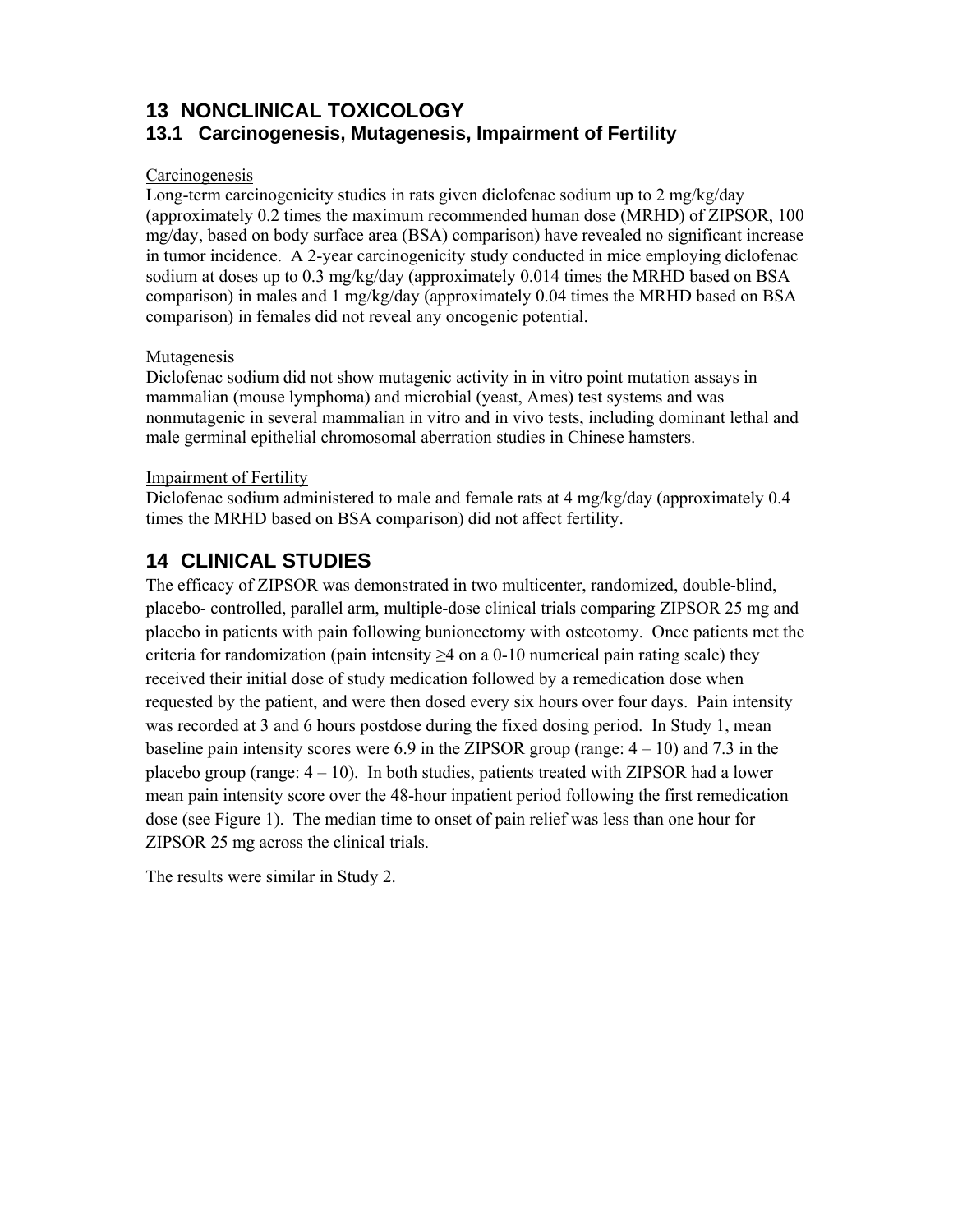# 13 NONCLINICAL TOXICOLOGY

## 13.1 Carcinogenesis, Mutagenesis, Impairment of Fertility

Carcinogenesis

Long-term carcinogenicity studies in rats given diclofenac sodium up to 2 mg/kg/day (approximately 0.2 times the maximum recommended human dose (MRHD) of ZIPSOR, 100 mg/day, based on body surface area (BSA) comparison) have revealed no significant increase in tumor incidence. A 2-year carcinogenicity study conducted in mice employing diclofenac sodium at doses up to 0.3 mg/kg/day (approximately 0.014 times the MRHD based on BSA comparison) in males and 1 mg/kg/day (approximately 0.04 times the MRHD based on BSA comparison) in females did not reveal any oncogenic potential.

Mutagenesis

Diclofenac sodium did not show mutagenic activity in in vitro point mutation assays in mammalian (mouse lymphoma) and microbial (yeast, Ames) test systems and was nonmutagenic in several mammalian in vitro and in vivo tests, including dominant lethal and male germinal epithelial chromosomal aberration studies in Chinese hamsters.

Impairment of Fertility

Diclofenac sodium administered to male and female rats at 4 mg/kg/day (approximately 0.4 times the MRHD based on BSA comparison) did not affect fertility.

# 14 CLINICAL STUDIES

The efficacy of ZIPSOR was demonstrated in two multicenter, randomized, double-blind, placebo- controlled, parallel arm, multiple-dose clinical trials comparing ZIPSOR 25 mg and placebo in patients with pain following bunionectomy with osteotomy. Once patients met the criteria for randomization (pain intensity ≥4 on a 0-10 numerical pain rating scale) they received their initial dose of study medication followed by a remedication dose when requested by the patient, and were then dosed every six hours over four days. Pain intensity was recorded at 3 and 6 hours postdose during the fixed dosing period. In Study 1, mean baseline pain intensity scores were 6.9 in the ZIPSOR group (range: 4 – 10) and 7.3 in the placebo group (range: 4 – 10). In both studies, patients treated with ZIPSOR had a lower mean pain intensity score over the 48-hour inpatient period following the first remedication dose (see Figure 1). The median time to onset of pain relief was less than one hour for ZIPSOR 25 mg across the clinical trials.

The results were similar in Study 2.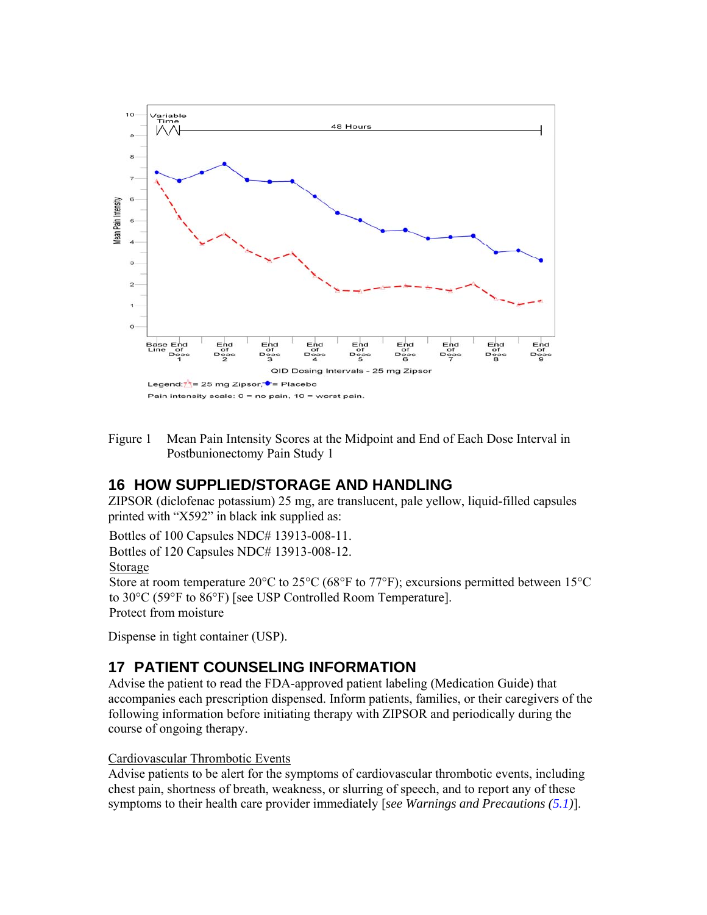Figure 1 Mean Pain Intensity Scores at the Midpoint and End of Each Dose Interval in Postbunionectomy Pain Study 1

## 16 HOW SUPPLIED/STORAGE AND HANDLING

ZIPSOR (diclofenac potassium) 25 mg, are translucent, pale yellow, liquid-filled capsules printed with "X592" in black ink supplied as:

Bottles of 100 Capsules NDC# 13913-008-11.
Bottles of 120 Capsules NDC# 13913-008-12.

Storage

Store at room temperature 20°C to 25°C (68°F to 77°F); excursions permitted between 15°C to 30°C (59°F to 86°F) [see USP Controlled Room Temperature].
Protect from moisture

Dispense in tight container (USP).

## 17 PATIENT COUNSELING INFORMATION

Advise the patient to read the FDA-approved patient labeling (Medication Guide) that accompanies each prescription dispensed. Inform patients, families, or their caregivers of the following information before initiating therapy with ZIPSOR and periodically during the course of ongoing therapy.

Cardiovascular Thrombotic Events

Advise patients to be alert for the symptoms of cardiovascular thrombotic events, including chest pain, shortness of breath, weakness, or slurring of speech, and to report any of these symptoms to their health care provider immediately [*see Warnings and Precautions (5.1)*].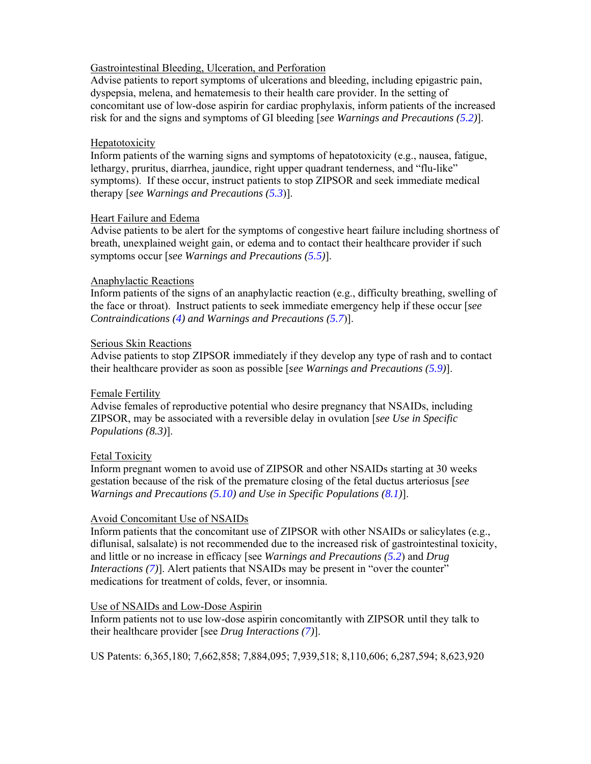Gastrointestinal Bleeding, Ulceration, and Perforation

Advise patients to report symptoms of ulcerations and bleeding, including epigastric pain, dyspepsia, melena, and hematemesis to their health care provider. In the setting of concomitant use of low-dose aspirin for cardiac prophylaxis, inform patients of the increased risk for and the signs and symptoms of GI bleeding [*see Warnings and Precautions (5.2)*].

Hepatotoxicity

Inform patients of the warning signs and symptoms of hepatotoxicity (e.g., nausea, fatigue, lethargy, pruritus, diarrhea, jaundice, right upper quadrant tenderness, and "flu-like" symptoms). If these occur, instruct patients to stop ZIPSOR and seek immediate medical therapy [*see Warnings and Precautions (5.3)*].

Heart Failure and Edema

Advise patients to be alert for the symptoms of congestive heart failure including shortness of breath, unexplained weight gain, or edema and to contact their healthcare provider if such symptoms occur [*see Warnings and Precautions (5.5)*].

Anaphylactic Reactions

Inform patients of the signs of an anaphylactic reaction (e.g., difficulty breathing, swelling of the face or throat). Instruct patients to seek immediate emergency help if these occur [*see Contraindications (4) and Warnings and Precautions (5.7)*].

Serious Skin Reactions

Advise patients to stop ZIPSOR immediately if they develop any type of rash and to contact their healthcare provider as soon as possible [*see Warnings and Precautions (5.9)*].

Female Fertility

Advise females of reproductive potential who desire pregnancy that NSAIDs, including ZIPSOR, may be associated with a reversible delay in ovulation [*see Use in Specific Populations (8.3)*].

Fetal Toxicity

Inform pregnant women to avoid use of ZIPSOR and other NSAIDs starting at 30 weeks gestation because of the risk of the premature closing of the fetal ductus arteriosus [*see Warnings and Precautions (5.10) and Use in Specific Populations (8.1)*].

Avoid Concomitant Use of NSAIDs

Inform patients that the concomitant use of ZIPSOR with other NSAIDs or salicylates (e.g., diflunisal, salsalate) is not recommended due to the increased risk of gastrointestinal toxicity, and little or no increase in efficacy [see *Warnings and Precautions (5.2)* and *Drug Interactions (7)*]. Alert patients that NSAIDs may be present in "over the counter" medications for treatment of colds, fever, or insomnia.

Use of NSAIDs and Low-Dose Aspirin

Inform patients not to use low-dose aspirin concomitantly with ZIPSOR until they talk to their healthcare provider [see *Drug Interactions (7)*].

US Patents: 6,365,180; 7,662,858; 7,884,095; 7,939,518; 8,110,606; 6,287,594; 8,623,920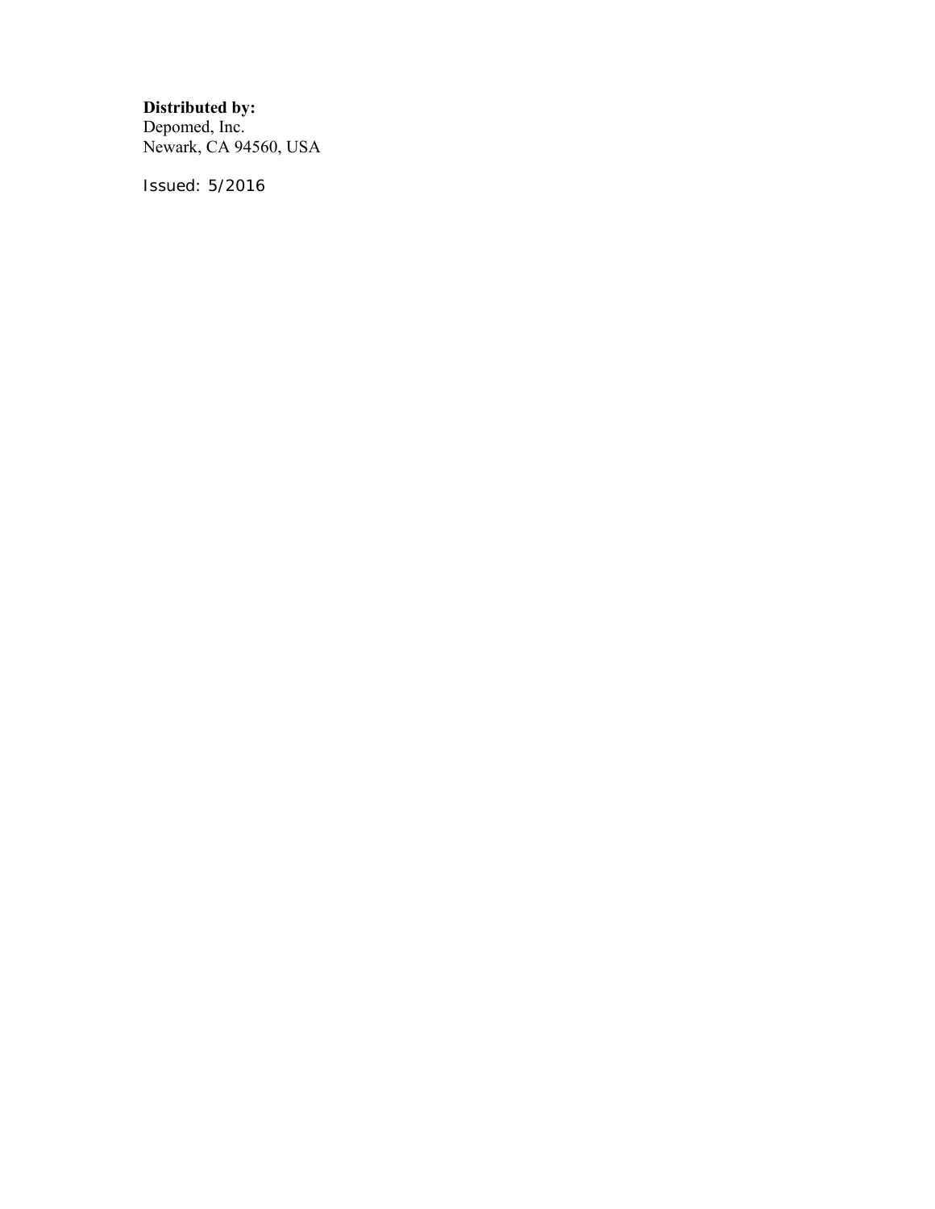**Distributed by:**
Depomed, Inc.
Newark, CA 94560, USA

Issued: 5/2016